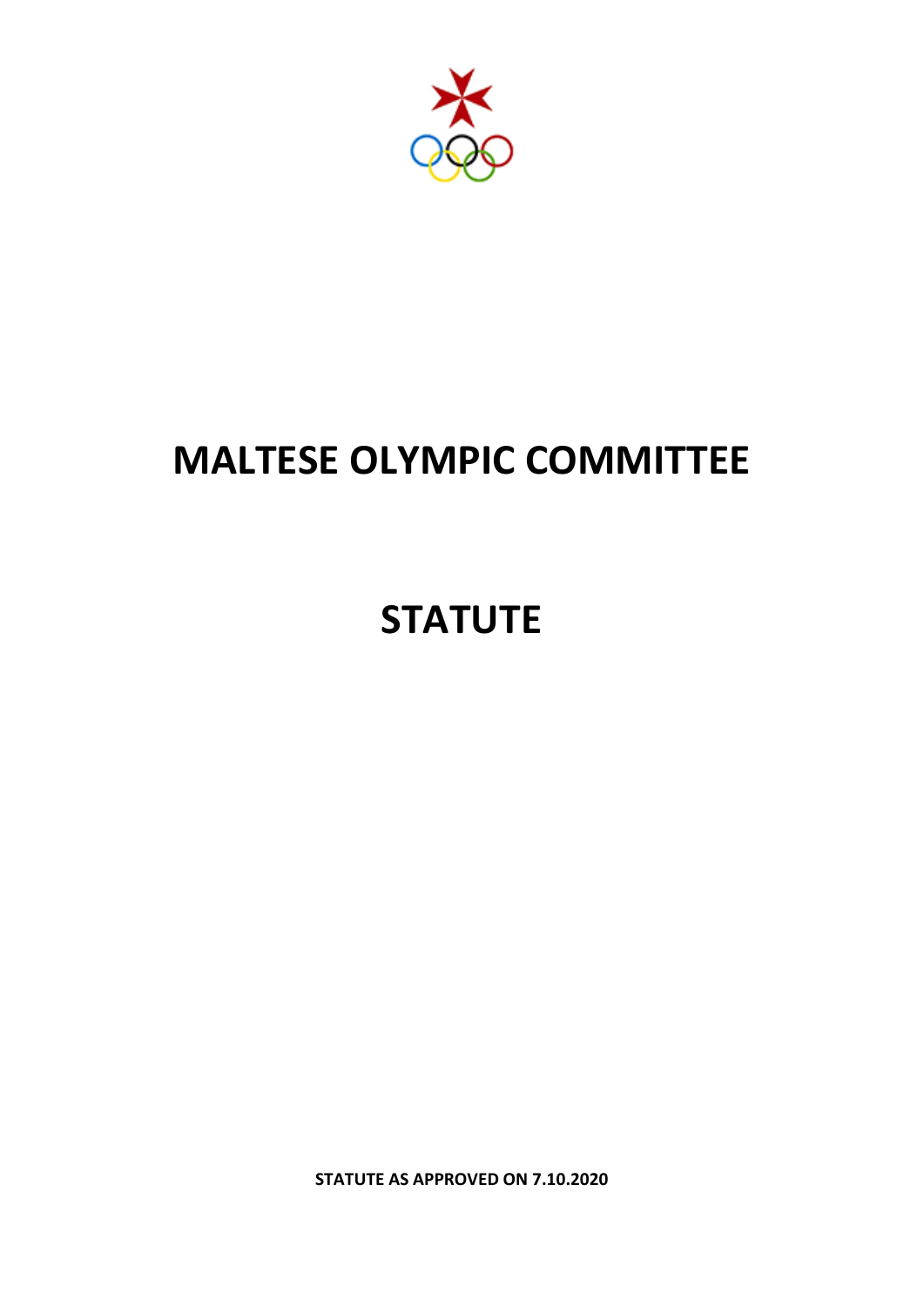# MALTESE OLYMPIC COMMITTEE

# STATUTE

**STATUTE AS APPROVED ON 7.10.2020**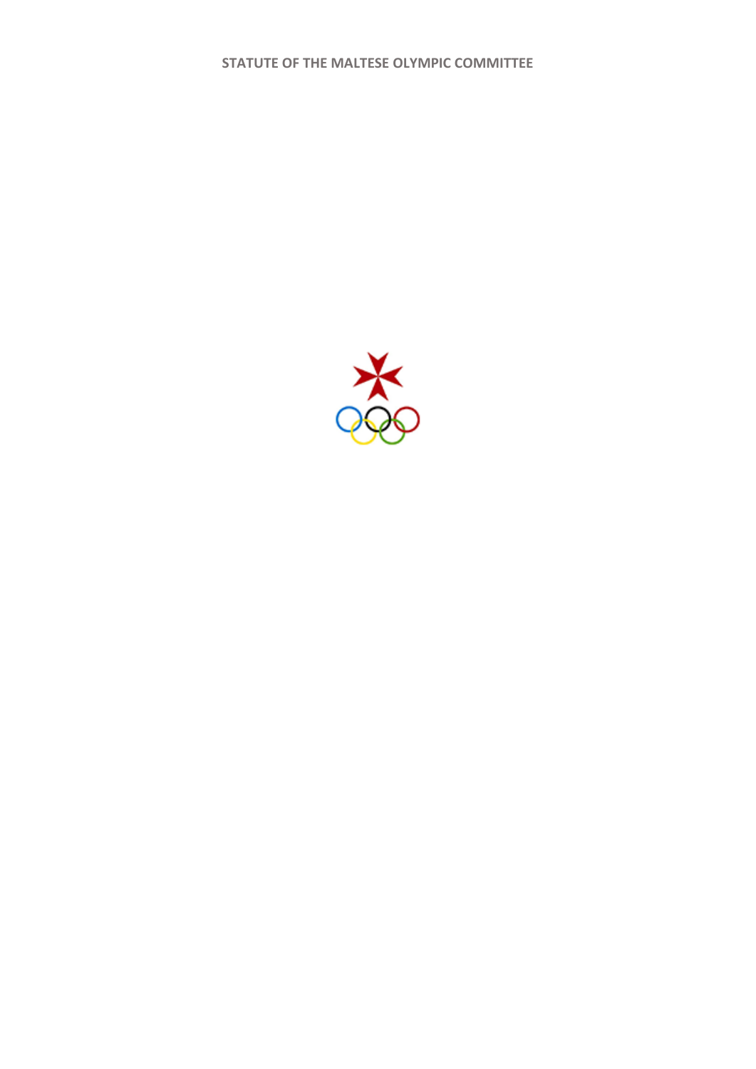**STATUTE OF THE MALTESE OLYMPIC COMMITTEE**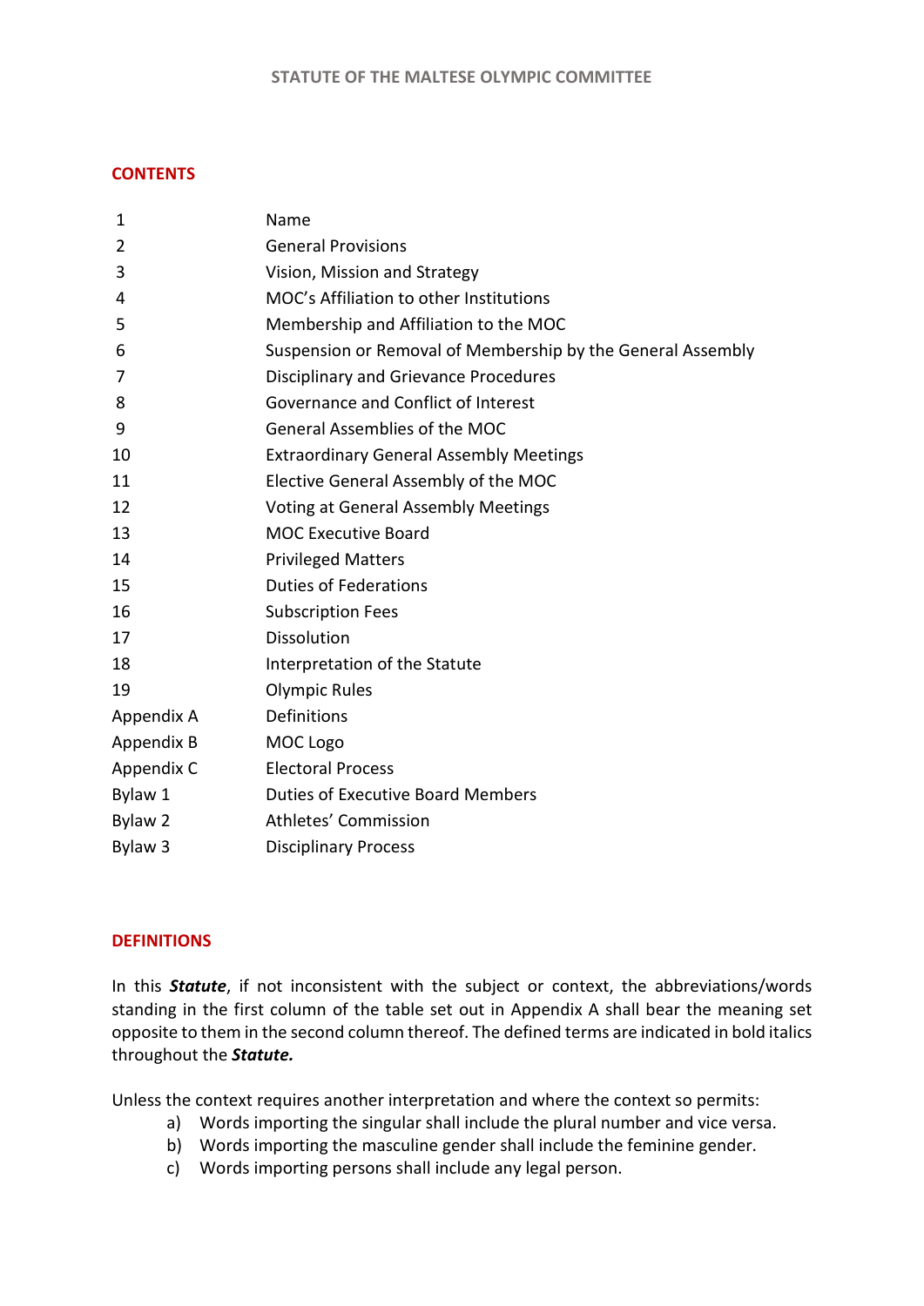STATUTE OF THE MALTESE OLYMPIC COMMITTEE

## CONTENTS

| | |
|---|---|
| 1 | Name |
| 2 | General Provisions |
| 3 | Vision, Mission and Strategy |
| 4 | MOC's Affiliation to other Institutions |
| 5 | Membership and Affiliation to the MOC |
| 6 | Suspension or Removal of Membership by the General Assembly |
| 7 | Disciplinary and Grievance Procedures |
| 8 | Governance and Conflict of Interest |
| 9 | General Assemblies of the MOC |
| 10 | Extraordinary General Assembly Meetings |
| 11 | Elective General Assembly of the MOC |
| 12 | Voting at General Assembly Meetings |
| 13 | MOC Executive Board |
| 14 | Privileged Matters |
| 15 | Duties of Federations |
| 16 | Subscription Fees |
| 17 | Dissolution |
| 18 | Interpretation of the Statute |
| 19 | Olympic Rules |
| Appendix A | Definitions |
| Appendix B | MOC Logo |
| Appendix C | Electoral Process |
| Bylaw 1 | Duties of Executive Board Members |
| Bylaw 2 | Athletes' Commission |
| Bylaw 3 | Disciplinary Process |

## DEFINITIONS

In this ***Statute***, if not inconsistent with the subject or context, the abbreviations/words standing in the first column of the table set out in Appendix A shall bear the meaning set opposite to them in the second column thereof. The defined terms are indicated in bold italics throughout the ***Statute.***

Unless the context requires another interpretation and where the context so permits:

a) Words importing the singular shall include the plural number and vice versa.
b) Words importing the masculine gender shall include the feminine gender.
c) Words importing persons shall include any legal person.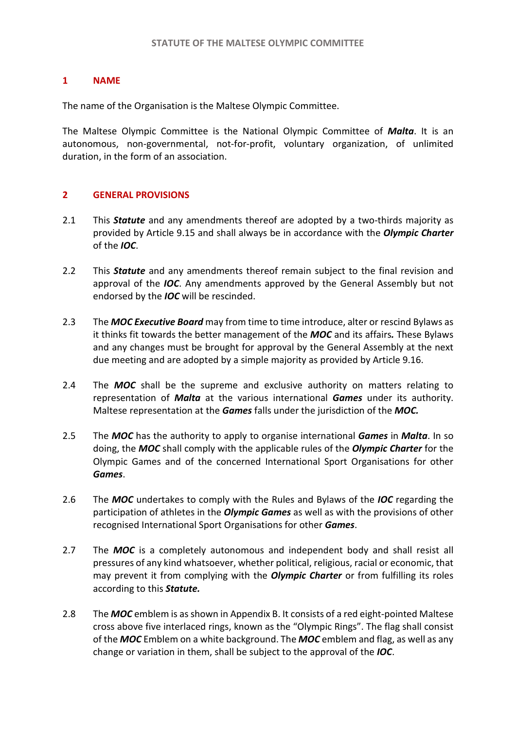# STATUTE OF THE MALTESE OLYMPIC COMMITTEE

## 1 NAME

The name of the Organisation is the Maltese Olympic Committee.

The Maltese Olympic Committee is the National Olympic Committee of ***Malta***. It is an autonomous, non-governmental, not-for-profit, voluntary organization, of unlimited duration, in the form of an association.

## 2 GENERAL PROVISIONS

2.1 This ***Statute*** and any amendments thereof are adopted by a two-thirds majority as provided by Article 9.15 and shall always be in accordance with the ***Olympic Charter*** of the ***IOC***.

2.2 This ***Statute*** and any amendments thereof remain subject to the final revision and approval of the ***IOC***. Any amendments approved by the General Assembly but not endorsed by the ***IOC*** will be rescinded.

2.3 The ***MOC Executive Board*** may from time to time introduce, alter or rescind Bylaws as it thinks fit towards the better management of the ***MOC*** and its affairs***.*** These Bylaws and any changes must be brought for approval by the General Assembly at the next due meeting and are adopted by a simple majority as provided by Article 9.16.

2.4 The ***MOC*** shall be the supreme and exclusive authority on matters relating to representation of ***Malta*** at the various international ***Games*** under its authority. Maltese representation at the ***Games*** falls under the jurisdiction of the ***MOC.***

2.5 The ***MOC*** has the authority to apply to organise international ***Games*** in ***Malta***. In so doing, the ***MOC*** shall comply with the applicable rules of the ***Olympic Charter*** for the Olympic Games and of the concerned International Sport Organisations for other ***Games***.

2.6 The ***MOC*** undertakes to comply with the Rules and Bylaws of the ***IOC*** regarding the participation of athletes in the ***Olympic Games*** as well as with the provisions of other recognised International Sport Organisations for other ***Games***.

2.7 The ***MOC*** is a completely autonomous and independent body and shall resist all pressures of any kind whatsoever, whether political, religious, racial or economic, that may prevent it from complying with the ***Olympic Charter*** or from fulfilling its roles according to this ***Statute.***

2.8 The ***MOC*** emblem is as shown in Appendix B. It consists of a red eight-pointed Maltese cross above five interlaced rings, known as the "Olympic Rings". The flag shall consist of the ***MOC*** Emblem on a white background. The ***MOC*** emblem and flag, as well as any change or variation in them, shall be subject to the approval of the ***IOC***.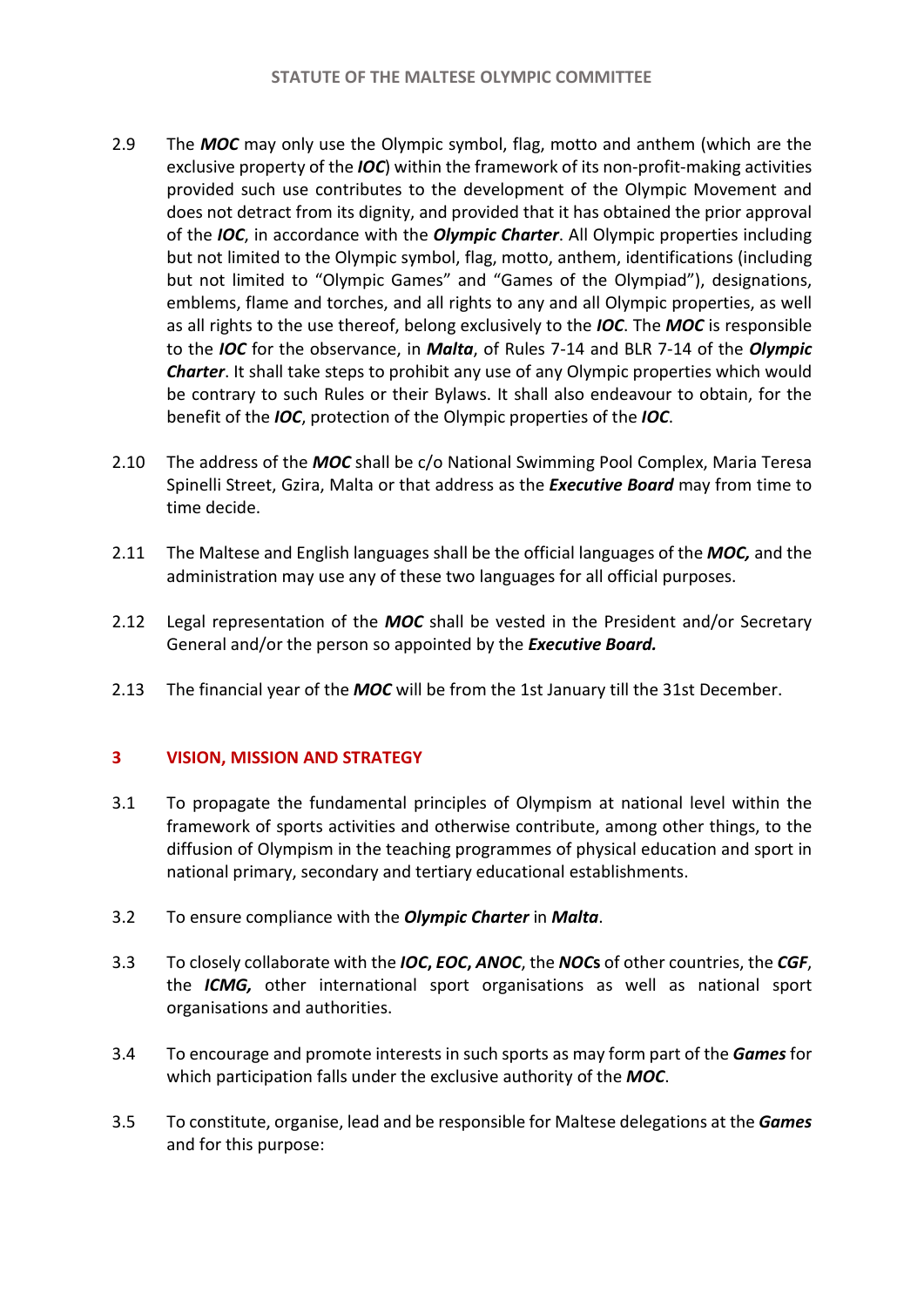2.9 The ***MOC*** may only use the Olympic symbol, flag, motto and anthem (which are the exclusive property of the ***IOC***) within the framework of its non-profit-making activities provided such use contributes to the development of the Olympic Movement and does not detract from its dignity, and provided that it has obtained the prior approval of the ***IOC***, in accordance with the ***Olympic Charter***. All Olympic properties including but not limited to the Olympic symbol, flag, motto, anthem, identifications (including but not limited to "Olympic Games" and "Games of the Olympiad"), designations, emblems, flame and torches, and all rights to any and all Olympic properties, as well as all rights to the use thereof, belong exclusively to the ***IOC***. The ***MOC*** is responsible to the ***IOC*** for the observance, in ***Malta***, of Rules 7-14 and BLR 7-14 of the ***Olympic Charter***. It shall take steps to prohibit any use of any Olympic properties which would be contrary to such Rules or their Bylaws. It shall also endeavour to obtain, for the benefit of the ***IOC***, protection of the Olympic properties of the ***IOC***.

2.10 The address of the ***MOC*** shall be c/o National Swimming Pool Complex, Maria Teresa Spinelli Street, Gzira, Malta or that address as the ***Executive Board*** may from time to time decide.

2.11 The Maltese and English languages shall be the official languages of the ***MOC,*** and the administration may use any of these two languages for all official purposes.

2.12 Legal representation of the ***MOC*** shall be vested in the President and/or Secretary General and/or the person so appointed by the ***Executive Board.***

2.13 The financial year of the ***MOC*** will be from the 1st January till the 31st December.

## 3 VISION, MISSION AND STRATEGY

3.1 To propagate the fundamental principles of Olympism at national level within the framework of sports activities and otherwise contribute, among other things, to the diffusion of Olympism in the teaching programmes of physical education and sport in national primary, secondary and tertiary educational establishments.

3.2 To ensure compliance with the ***Olympic Charter*** in ***Malta***.

3.3 To closely collaborate with the ***IOC*****,** ***EOC*****,** ***ANOC***, the ***NOC*****s** of other countries, the ***CGF***, the ***ICMG,*** other international sport organisations as well as national sport organisations and authorities.

3.4 To encourage and promote interests in such sports as may form part of the ***Games*** for which participation falls under the exclusive authority of the ***MOC***.

3.5 To constitute, organise, lead and be responsible for Maltese delegations at the ***Games*** and for this purpose: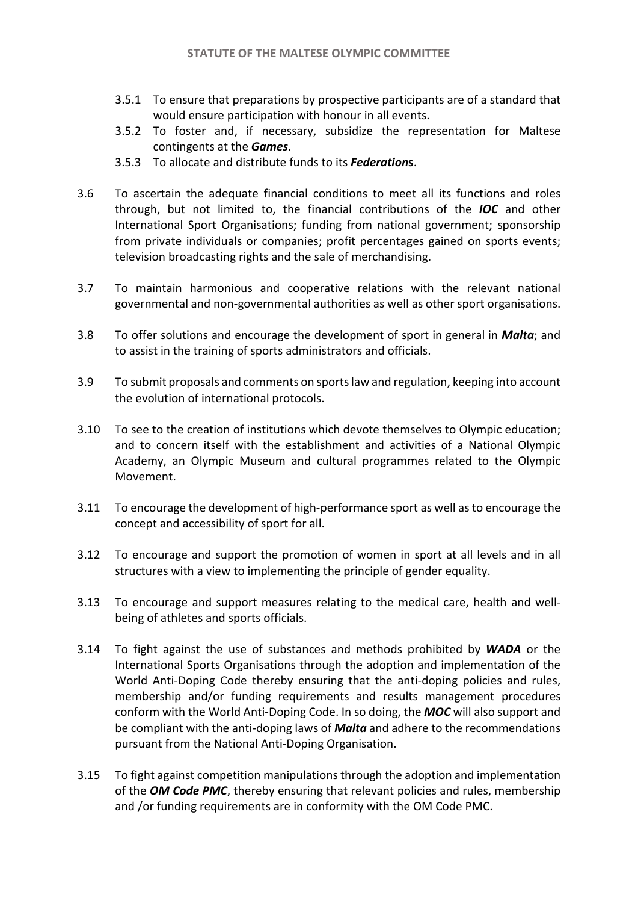3.5.1 To ensure that preparations by prospective participants are of a standard that would ensure participation with honour in all events.

3.5.2 To foster and, if necessary, subsidize the representation for Maltese contingents at the ***Games***.

3.5.3 To allocate and distribute funds to its ***Federation*s**.

3.6 To ascertain the adequate financial conditions to meet all its functions and roles through, but not limited to, the financial contributions of the ***IOC*** and other International Sport Organisations; funding from national government; sponsorship from private individuals or companies; profit percentages gained on sports events; television broadcasting rights and the sale of merchandising.

3.7 To maintain harmonious and cooperative relations with the relevant national governmental and non-governmental authorities as well as other sport organisations.

3.8 To offer solutions and encourage the development of sport in general in ***Malta***; and to assist in the training of sports administrators and officials.

3.9 To submit proposals and comments on sports law and regulation, keeping into account the evolution of international protocols.

3.10 To see to the creation of institutions which devote themselves to Olympic education; and to concern itself with the establishment and activities of a National Olympic Academy, an Olympic Museum and cultural programmes related to the Olympic Movement.

3.11 To encourage the development of high-performance sport as well as to encourage the concept and accessibility of sport for all.

3.12 To encourage and support the promotion of women in sport at all levels and in all structures with a view to implementing the principle of gender equality.

3.13 To encourage and support measures relating to the medical care, health and well-being of athletes and sports officials.

3.14 To fight against the use of substances and methods prohibited by ***WADA*** or the International Sports Organisations through the adoption and implementation of the World Anti-Doping Code thereby ensuring that the anti-doping policies and rules, membership and/or funding requirements and results management procedures conform with the World Anti-Doping Code. In so doing, the ***MOC*** will also support and be compliant with the anti-doping laws of ***Malta*** and adhere to the recommendations pursuant from the National Anti-Doping Organisation.

3.15 To fight against competition manipulations through the adoption and implementation of the ***OM Code PMC***, thereby ensuring that relevant policies and rules, membership and /or funding requirements are in conformity with the OM Code PMC.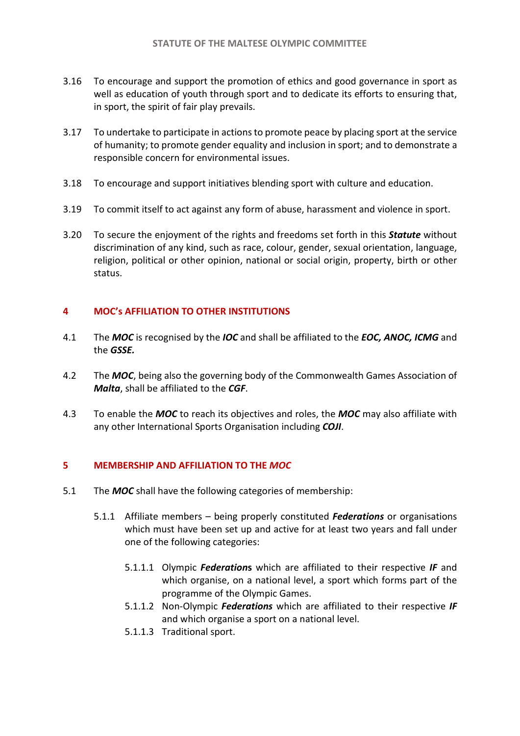3.16 To encourage and support the promotion of ethics and good governance in sport as well as education of youth through sport and to dedicate its efforts to ensuring that, in sport, the spirit of fair play prevails.

3.17 To undertake to participate in actions to promote peace by placing sport at the service of humanity; to promote gender equality and inclusion in sport; and to demonstrate a responsible concern for environmental issues.

3.18 To encourage and support initiatives blending sport with culture and education.

3.19 To commit itself to act against any form of abuse, harassment and violence in sport.

3.20 To secure the enjoyment of the rights and freedoms set forth in this ***Statute*** without discrimination of any kind, such as race, colour, gender, sexual orientation, language, religion, political or other opinion, national or social origin, property, birth or other status.

## 4 MOC's AFFILIATION TO OTHER INSTITUTIONS

4.1 The ***MOC*** is recognised by the ***IOC*** and shall be affiliated to the ***EOC, ANOC, ICMG*** and the ***GSSE.***

4.2 The ***MOC***, being also the governing body of the Commonwealth Games Association of ***Malta***, shall be affiliated to the ***CGF***.

4.3 To enable the ***MOC*** to reach its objectives and roles, the ***MOC*** may also affiliate with any other International Sports Organisation including ***COJI***.

## 5 MEMBERSHIP AND AFFILIATION TO THE *MOC*

5.1 The ***MOC*** shall have the following categories of membership:

5.1.1 Affiliate members – being properly constituted ***Federations*** or organisations which must have been set up and active for at least two years and fall under one of the following categories:

5.1.1.1 Olympic ***Federation*s** which are affiliated to their respective ***IF*** and which organise, on a national level, a sport which forms part of the programme of the Olympic Games.

5.1.1.2 Non-Olympic ***Federations*** which are affiliated to their respective ***IF*** and which organise a sport on a national level.

5.1.1.3 Traditional sport.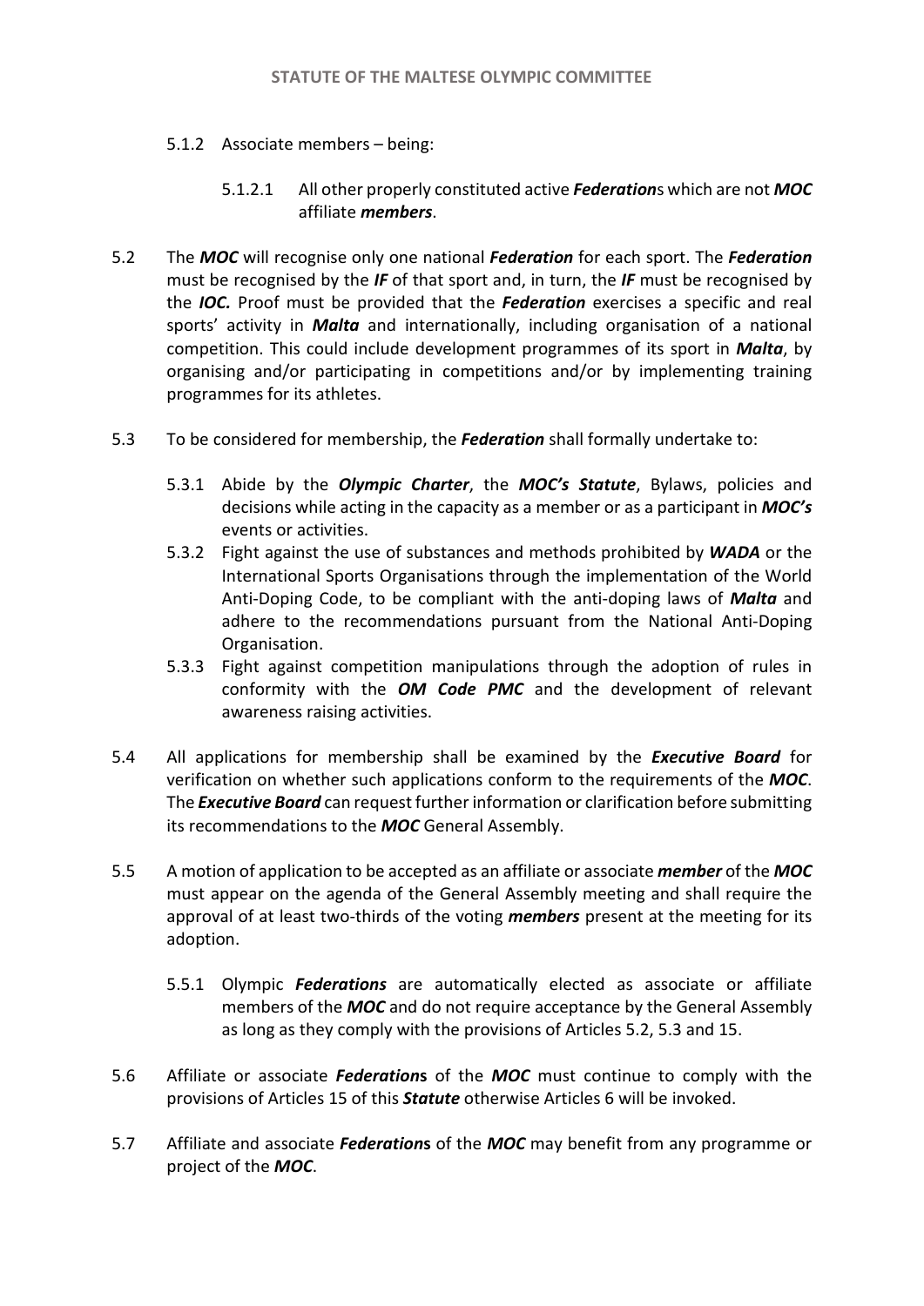5.1.2 Associate members – being:

5.1.2.1 All other properly constituted active ***Federation***s which are not ***MOC*** affiliate ***members***.

5.2 The ***MOC*** will recognise only one national ***Federation*** for each sport. The ***Federation*** must be recognised by the ***IF*** of that sport and, in turn, the ***IF*** must be recognised by the ***IOC.*** Proof must be provided that the ***Federation*** exercises a specific and real sports' activity in ***Malta*** and internationally, including organisation of a national competition. This could include development programmes of its sport in ***Malta***, by organising and/or participating in competitions and/or by implementing training programmes for its athletes.

5.3 To be considered for membership, the ***Federation*** shall formally undertake to:

5.3.1 Abide by the ***Olympic Charter***, the ***MOC's Statute***, Bylaws, policies and decisions while acting in the capacity as a member or as a participant in ***MOC's*** events or activities.

5.3.2 Fight against the use of substances and methods prohibited by ***WADA*** or the International Sports Organisations through the implementation of the World Anti-Doping Code, to be compliant with the anti-doping laws of ***Malta*** and adhere to the recommendations pursuant from the National Anti-Doping Organisation.

5.3.3 Fight against competition manipulations through the adoption of rules in conformity with the ***OM Code PMC*** and the development of relevant awareness raising activities.

5.4 All applications for membership shall be examined by the ***Executive Board*** for verification on whether such applications conform to the requirements of the ***MOC***. The ***Executive Board*** can request further information or clarification before submitting its recommendations to the ***MOC*** General Assembly.

5.5 A motion of application to be accepted as an affiliate or associate ***member*** of the ***MOC*** must appear on the agenda of the General Assembly meeting and shall require the approval of at least two-thirds of the voting ***members*** present at the meeting for its adoption.

5.5.1 Olympic ***Federations*** are automatically elected as associate or affiliate members of the ***MOC*** and do not require acceptance by the General Assembly as long as they comply with the provisions of Articles 5.2, 5.3 and 15.

5.6 Affiliate or associate ***Federation*s** of the ***MOC*** must continue to comply with the provisions of Articles 15 of this ***Statute*** otherwise Articles 6 will be invoked.

5.7 Affiliate and associate ***Federation*s** of the ***MOC*** may benefit from any programme or project of the ***MOC***.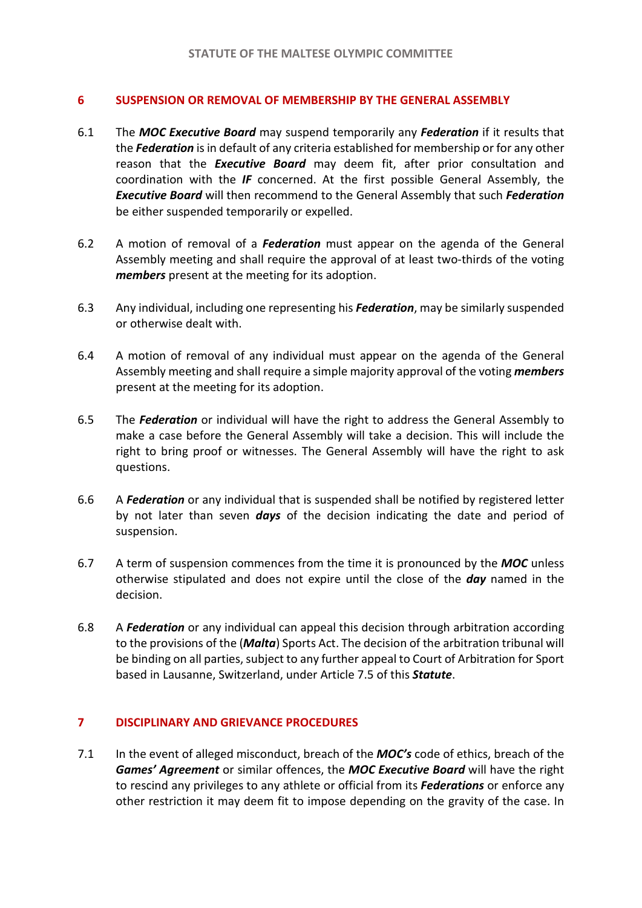## 6 SUSPENSION OR REMOVAL OF MEMBERSHIP BY THE GENERAL ASSEMBLY

6.1 The ***MOC Executive Board*** may suspend temporarily any ***Federation*** if it results that the ***Federation*** is in default of any criteria established for membership or for any other reason that the ***Executive Board*** may deem fit, after prior consultation and coordination with the ***IF*** concerned. At the first possible General Assembly, the ***Executive Board*** will then recommend to the General Assembly that such ***Federation*** be either suspended temporarily or expelled.

6.2 A motion of removal of a ***Federation*** must appear on the agenda of the General Assembly meeting and shall require the approval of at least two-thirds of the voting ***members*** present at the meeting for its adoption.

6.3 Any individual, including one representing his ***Federation***, may be similarly suspended or otherwise dealt with.

6.4 A motion of removal of any individual must appear on the agenda of the General Assembly meeting and shall require a simple majority approval of the voting ***members*** present at the meeting for its adoption.

6.5 The ***Federation*** or individual will have the right to address the General Assembly to make a case before the General Assembly will take a decision. This will include the right to bring proof or witnesses. The General Assembly will have the right to ask questions.

6.6 A ***Federation*** or any individual that is suspended shall be notified by registered letter by not later than seven ***days*** of the decision indicating the date and period of suspension.

6.7 A term of suspension commences from the time it is pronounced by the ***MOC*** unless otherwise stipulated and does not expire until the close of the ***day*** named in the decision.

6.8 A ***Federation*** or any individual can appeal this decision through arbitration according to the provisions of the (***Malta***) Sports Act. The decision of the arbitration tribunal will be binding on all parties, subject to any further appeal to Court of Arbitration for Sport based in Lausanne, Switzerland, under Article 7.5 of this ***Statute***.

## 7 DISCIPLINARY AND GRIEVANCE PROCEDURES

7.1 In the event of alleged misconduct, breach of the ***MOC's*** code of ethics, breach of the ***Games' Agreement*** or similar offences, the ***MOC Executive Board*** will have the right to rescind any privileges to any athlete or official from its ***Federations*** or enforce any other restriction it may deem fit to impose depending on the gravity of the case. In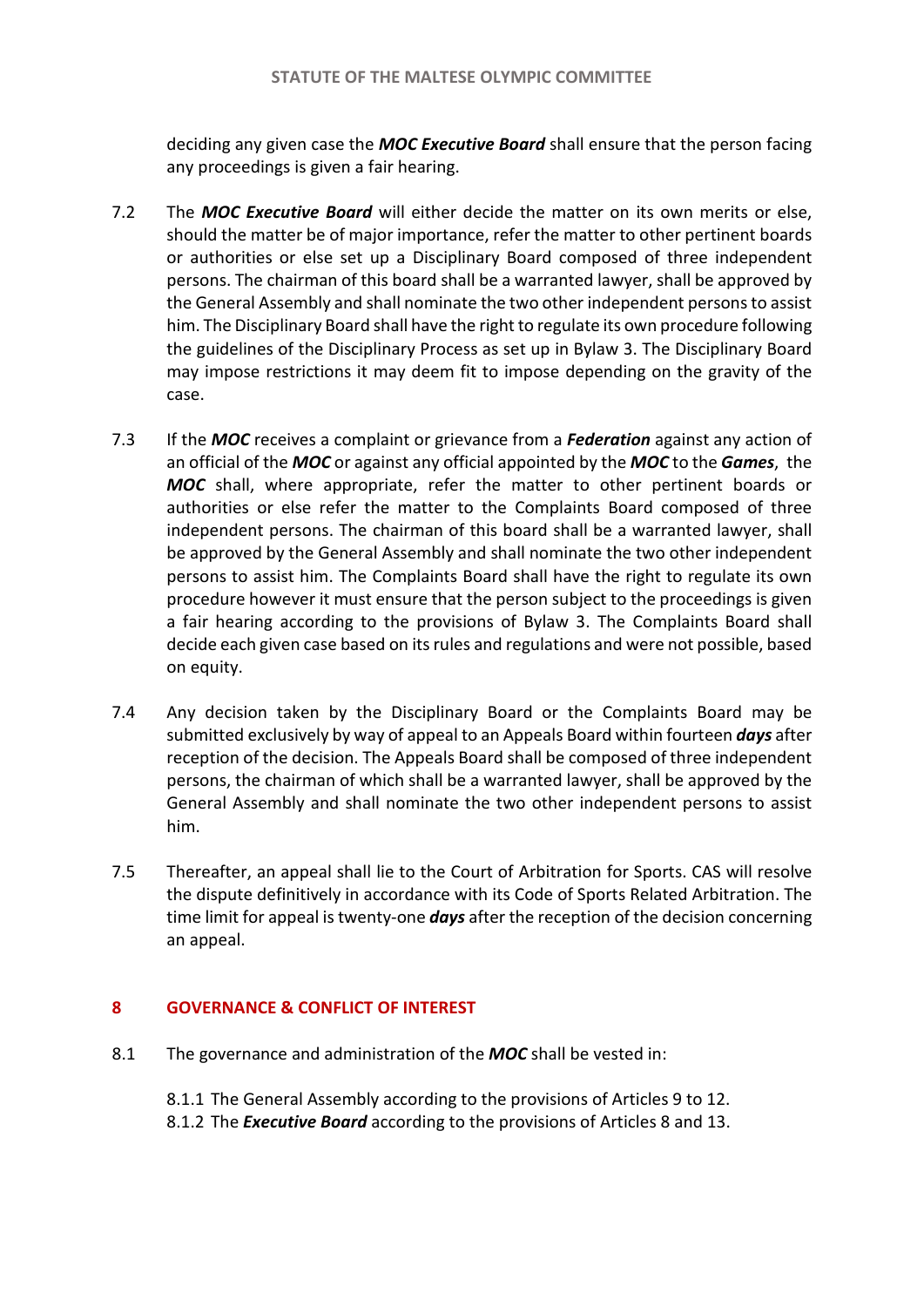deciding any given case the ***MOC Executive Board*** shall ensure that the person facing any proceedings is given a fair hearing.

7.2 The ***MOC Executive Board*** will either decide the matter on its own merits or else, should the matter be of major importance, refer the matter to other pertinent boards or authorities or else set up a Disciplinary Board composed of three independent persons. The chairman of this board shall be a warranted lawyer, shall be approved by the General Assembly and shall nominate the two other independent persons to assist him. The Disciplinary Board shall have the right to regulate its own procedure following the guidelines of the Disciplinary Process as set up in Bylaw 3. The Disciplinary Board may impose restrictions it may deem fit to impose depending on the gravity of the case.

7.3 If the ***MOC*** receives a complaint or grievance from a ***Federation*** against any action of an official of the ***MOC*** or against any official appointed by the ***MOC*** to the ***Games***, the ***MOC*** shall, where appropriate, refer the matter to other pertinent boards or authorities or else refer the matter to the Complaints Board composed of three independent persons. The chairman of this board shall be a warranted lawyer, shall be approved by the General Assembly and shall nominate the two other independent persons to assist him. The Complaints Board shall have the right to regulate its own procedure however it must ensure that the person subject to the proceedings is given a fair hearing according to the provisions of Bylaw 3. The Complaints Board shall decide each given case based on its rules and regulations and were not possible, based on equity.

7.4 Any decision taken by the Disciplinary Board or the Complaints Board may be submitted exclusively by way of appeal to an Appeals Board within fourteen ***days*** after reception of the decision. The Appeals Board shall be composed of three independent persons, the chairman of which shall be a warranted lawyer, shall be approved by the General Assembly and shall nominate the two other independent persons to assist him.

7.5 Thereafter, an appeal shall lie to the Court of Arbitration for Sports. CAS will resolve the dispute definitively in accordance with its Code of Sports Related Arbitration. The time limit for appeal is twenty-one ***days*** after the reception of the decision concerning an appeal.

## 8 GOVERNANCE & CONFLICT OF INTEREST

8.1 The governance and administration of the ***MOC*** shall be vested in:

8.1.1 The General Assembly according to the provisions of Articles 9 to 12.
8.1.2 The ***Executive Board*** according to the provisions of Articles 8 and 13.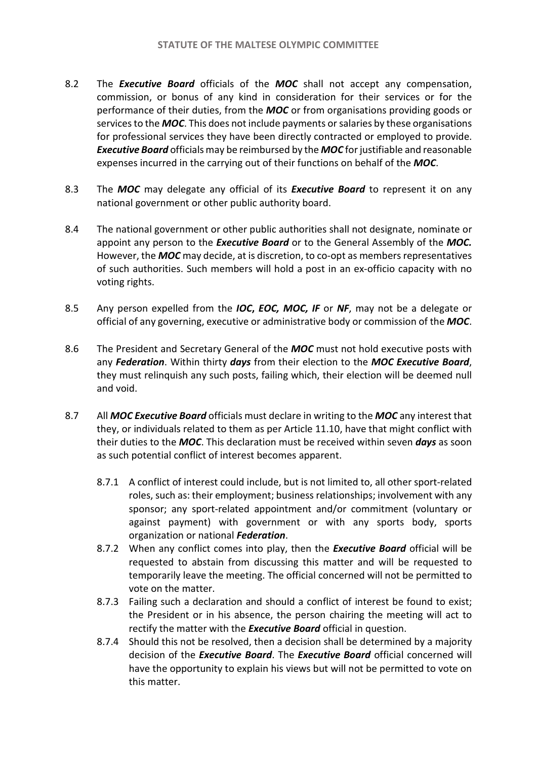8.2 The ***Executive Board*** officials of the ***MOC*** shall not accept any compensation, commission, or bonus of any kind in consideration for their services or for the performance of their duties, from the ***MOC*** or from organisations providing goods or services to the ***MOC***. This does not include payments or salaries by these organisations for professional services they have been directly contracted or employed to provide. ***Executive Board*** officials may be reimbursed by the ***MOC*** for justifiable and reasonable expenses incurred in the carrying out of their functions on behalf of the ***MOC***.

8.3 The ***MOC*** may delegate any official of its ***Executive Board*** to represent it on any national government or other public authority board.

8.4 The national government or other public authorities shall not designate, nominate or appoint any person to the ***Executive Board*** or to the General Assembly of the ***MOC.*** However, the ***MOC*** may decide, at is discretion, to co-opt as members representatives of such authorities. Such members will hold a post in an ex-officio capacity with no voting rights.

8.5 Any person expelled from the ***IOC, EOC, MOC, IF*** or ***NF***, may not be a delegate or official of any governing, executive or administrative body or commission of the ***MOC***.

8.6 The President and Secretary General of the ***MOC*** must not hold executive posts with any ***Federation***. Within thirty ***days*** from their election to the ***MOC Executive Board***, they must relinquish any such posts, failing which, their election will be deemed null and void.

8.7 All ***MOC Executive Board*** officials must declare in writing to the ***MOC*** any interest that they, or individuals related to them as per Article 11.10, have that might conflict with their duties to the ***MOC***. This declaration must be received within seven ***days*** as soon as such potential conflict of interest becomes apparent.

   8.7.1 A conflict of interest could include, but is not limited to, all other sport-related roles, such as: their employment; business relationships; involvement with any sponsor; any sport-related appointment and/or commitment (voluntary or against payment) with government or with any sports body, sports organization or national ***Federation***.

   8.7.2 When any conflict comes into play, then the ***Executive Board*** official will be requested to abstain from discussing this matter and will be requested to temporarily leave the meeting. The official concerned will not be permitted to vote on the matter.

   8.7.3 Failing such a declaration and should a conflict of interest be found to exist; the President or in his absence, the person chairing the meeting will act to rectify the matter with the ***Executive Board*** official in question.

   8.7.4 Should this not be resolved, then a decision shall be determined by a majority decision of the ***Executive Board***. The ***Executive Board*** official concerned will have the opportunity to explain his views but will not be permitted to vote on this matter.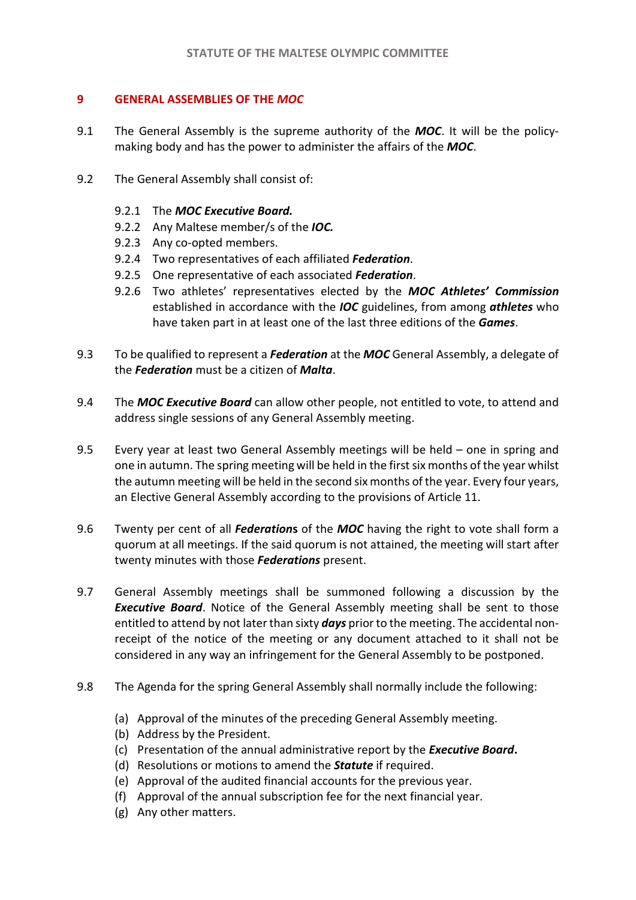## 9 GENERAL ASSEMBLIES OF THE *MOC*

9.1 The General Assembly is the supreme authority of the ***MOC***. It will be the policy-making body and has the power to administer the affairs of the ***MOC***.

9.2 The General Assembly shall consist of:

- 9.2.1 The ***MOC Executive Board.***
- 9.2.2 Any Maltese member/s of the ***IOC.***
- 9.2.3 Any co-opted members.
- 9.2.4 Two representatives of each affiliated ***Federation***.
- 9.2.5 One representative of each associated ***Federation***.
- 9.2.6 Two athletes' representatives elected by the ***MOC Athletes' Commission*** established in accordance with the ***IOC*** guidelines, from among ***athletes*** who have taken part in at least one of the last three editions of the ***Games***.

9.3 To be qualified to represent a ***Federation*** at the ***MOC*** General Assembly, a delegate of the ***Federation*** must be a citizen of ***Malta***.

9.4 The ***MOC Executive Board*** can allow other people, not entitled to vote, to attend and address single sessions of any General Assembly meeting.

9.5 Every year at least two General Assembly meetings will be held – one in spring and one in autumn. The spring meeting will be held in the first six months of the year whilst the autumn meeting will be held in the second six months of the year. Every four years, an Elective General Assembly according to the provisions of Article 11.

9.6 Twenty per cent of all ***Federations*** of the ***MOC*** having the right to vote shall form a quorum at all meetings. If the said quorum is not attained, the meeting will start after twenty minutes with those ***Federations*** present.

9.7 General Assembly meetings shall be summoned following a discussion by the ***Executive Board***. Notice of the General Assembly meeting shall be sent to those entitled to attend by not later than sixty ***days*** prior to the meeting. The accidental non-receipt of the notice of the meeting or any document attached to it shall not be considered in any way an infringement for the General Assembly to be postponed.

9.8 The Agenda for the spring General Assembly shall normally include the following:

- (a) Approval of the minutes of the preceding General Assembly meeting.
- (b) Address by the President.
- (c) Presentation of the annual administrative report by the ***Executive Board*.**
- (d) Resolutions or motions to amend the ***Statute*** if required.
- (e) Approval of the audited financial accounts for the previous year.
- (f) Approval of the annual subscription fee for the next financial year.
- (g) Any other matters.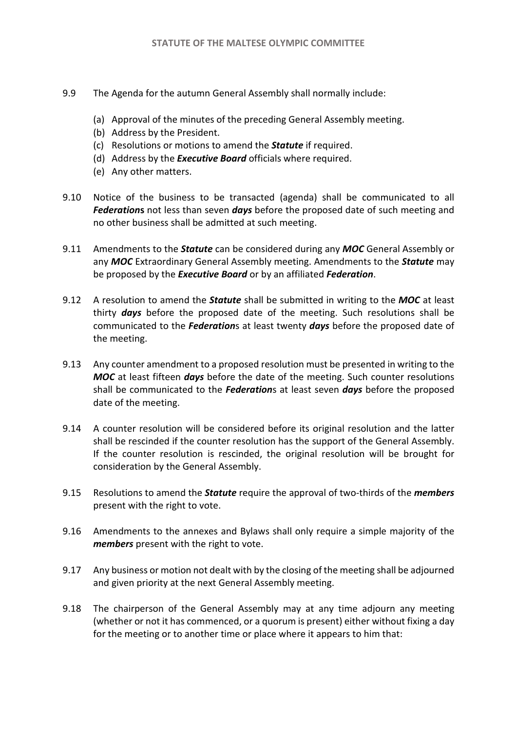9.9 The Agenda for the autumn General Assembly shall normally include:

(a) Approval of the minutes of the preceding General Assembly meeting.
(b) Address by the President.
(c) Resolutions or motions to amend the ***Statute*** if required.
(d) Address by the ***Executive Board*** officials where required.
(e) Any other matters.

9.10 Notice of the business to be transacted (agenda) shall be communicated to all ***Federation*****s** not less than seven ***days*** before the proposed date of such meeting and no other business shall be admitted at such meeting.

9.11 Amendments to the ***Statute*** can be considered during any ***MOC*** General Assembly or any ***MOC*** Extraordinary General Assembly meeting. Amendments to the ***Statute*** may be proposed by the ***Executive Board*** or by an affiliated ***Federation***.

9.12 A resolution to amend the ***Statute*** shall be submitted in writing to the ***MOC*** at least thirty ***days*** before the proposed date of the meeting. Such resolutions shall be communicated to the ***Federation***s at least twenty ***days*** before the proposed date of the meeting.

9.13 Any counter amendment to a proposed resolution must be presented in writing to the ***MOC*** at least fifteen ***days*** before the date of the meeting. Such counter resolutions shall be communicated to the ***Federation***s at least seven ***days*** before the proposed date of the meeting.

9.14 A counter resolution will be considered before its original resolution and the latter shall be rescinded if the counter resolution has the support of the General Assembly. If the counter resolution is rescinded, the original resolution will be brought for consideration by the General Assembly.

9.15 Resolutions to amend the ***Statute*** require the approval of two-thirds of the ***members*** present with the right to vote.

9.16 Amendments to the annexes and Bylaws shall only require a simple majority of the ***members*** present with the right to vote.

9.17 Any business or motion not dealt with by the closing of the meeting shall be adjourned and given priority at the next General Assembly meeting.

9.18 The chairperson of the General Assembly may at any time adjourn any meeting (whether or not it has commenced, or a quorum is present) either without fixing a day for the meeting or to another time or place where it appears to him that: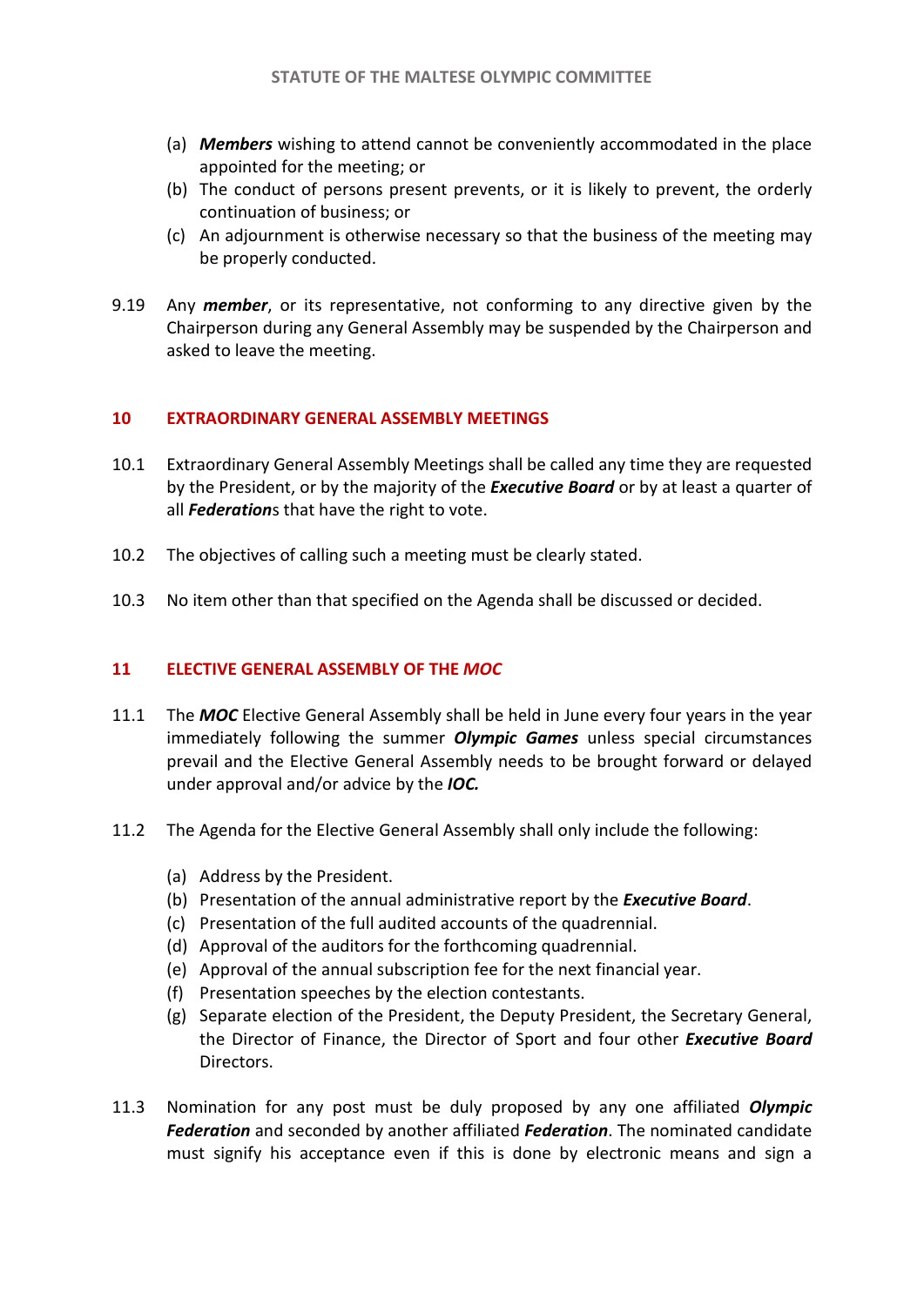(a) ***Members*** wishing to attend cannot be conveniently accommodated in the place appointed for the meeting; or
(b) The conduct of persons present prevents, or it is likely to prevent, the orderly continuation of business; or
(c) An adjournment is otherwise necessary so that the business of the meeting may be properly conducted.

9.19 Any ***member***, or its representative, not conforming to any directive given by the Chairperson during any General Assembly may be suspended by the Chairperson and asked to leave the meeting.

## 10 EXTRAORDINARY GENERAL ASSEMBLY MEETINGS

10.1 Extraordinary General Assembly Meetings shall be called any time they are requested by the President, or by the majority of the ***Executive Board*** or by at least a quarter of all ***Federation***s that have the right to vote.

10.2 The objectives of calling such a meeting must be clearly stated.

10.3 No item other than that specified on the Agenda shall be discussed or decided.

## 11 ELECTIVE GENERAL ASSEMBLY OF THE *MOC*

11.1 The ***MOC*** Elective General Assembly shall be held in June every four years in the year immediately following the summer ***Olympic Games*** unless special circumstances prevail and the Elective General Assembly needs to be brought forward or delayed under approval and/or advice by the ***IOC.***

11.2 The Agenda for the Elective General Assembly shall only include the following:

(a) Address by the President.
(b) Presentation of the annual administrative report by the ***Executive Board***.
(c) Presentation of the full audited accounts of the quadrennial.
(d) Approval of the auditors for the forthcoming quadrennial.
(e) Approval of the annual subscription fee for the next financial year.
(f) Presentation speeches by the election contestants.
(g) Separate election of the President, the Deputy President, the Secretary General, the Director of Finance, the Director of Sport and four other ***Executive Board*** Directors.

11.3 Nomination for any post must be duly proposed by any one affiliated ***Olympic Federation*** and seconded by another affiliated ***Federation***. The nominated candidate must signify his acceptance even if this is done by electronic means and sign a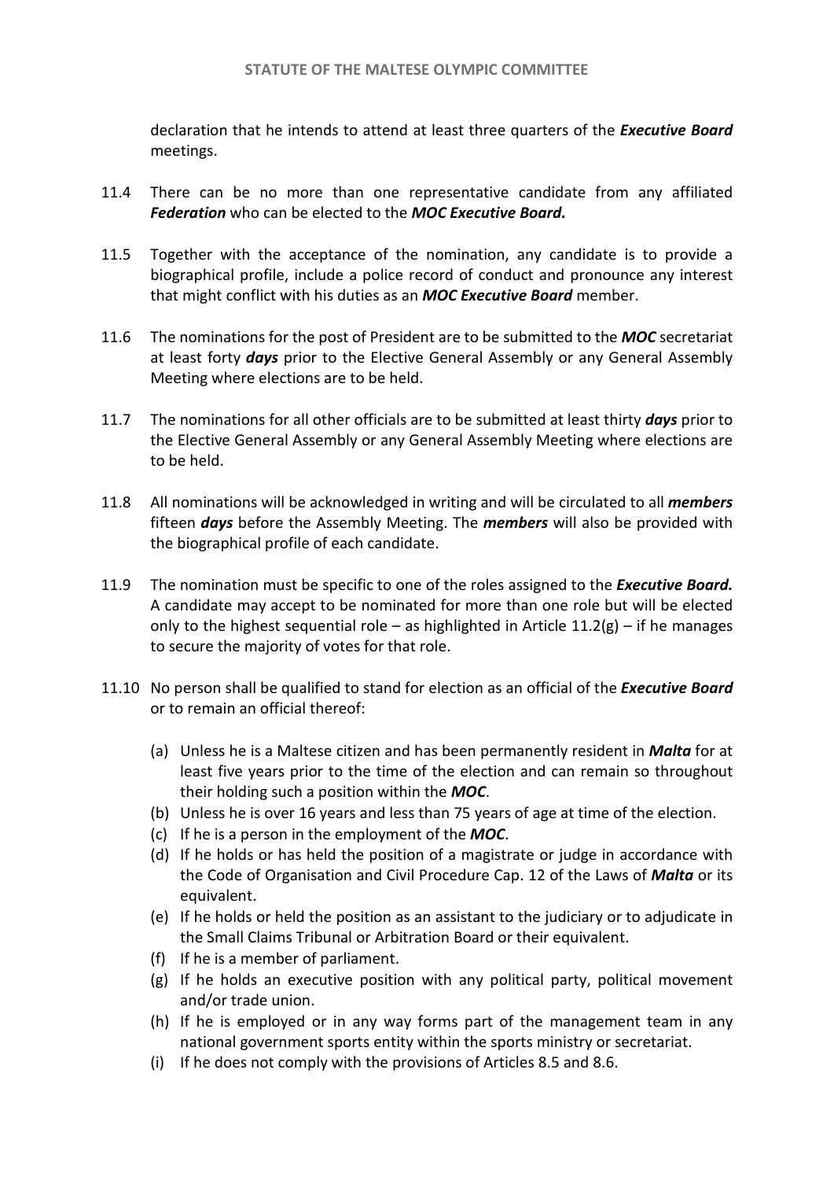declaration that he intends to attend at least three quarters of the ***Executive Board*** meetings.

11.4 There can be no more than one representative candidate from any affiliated ***Federation*** who can be elected to the ***MOC Executive Board.***

11.5 Together with the acceptance of the nomination, any candidate is to provide a biographical profile, include a police record of conduct and pronounce any interest that might conflict with his duties as an ***MOC Executive Board*** member.

11.6 The nominations for the post of President are to be submitted to the ***MOC*** secretariat at least forty ***days*** prior to the Elective General Assembly or any General Assembly Meeting where elections are to be held.

11.7 The nominations for all other officials are to be submitted at least thirty ***days*** prior to the Elective General Assembly or any General Assembly Meeting where elections are to be held.

11.8 All nominations will be acknowledged in writing and will be circulated to all ***members*** fifteen ***days*** before the Assembly Meeting. The ***members*** will also be provided with the biographical profile of each candidate.

11.9 The nomination must be specific to one of the roles assigned to the ***Executive Board.*** A candidate may accept to be nominated for more than one role but will be elected only to the highest sequential role – as highlighted in Article 11.2(g) – if he manages to secure the majority of votes for that role.

11.10 No person shall be qualified to stand for election as an official of the ***Executive Board*** or to remain an official thereof:

(a) Unless he is a Maltese citizen and has been permanently resident in ***Malta*** for at least five years prior to the time of the election and can remain so throughout their holding such a position within the ***MOC***.
(b) Unless he is over 16 years and less than 75 years of age at time of the election.
(c) If he is a person in the employment of the ***MOC***.
(d) If he holds or has held the position of a magistrate or judge in accordance with the Code of Organisation and Civil Procedure Cap. 12 of the Laws of ***Malta*** or its equivalent.
(e) If he holds or held the position as an assistant to the judiciary or to adjudicate in the Small Claims Tribunal or Arbitration Board or their equivalent.
(f) If he is a member of parliament.
(g) If he holds an executive position with any political party, political movement and/or trade union.
(h) If he is employed or in any way forms part of the management team in any national government sports entity within the sports ministry or secretariat.
(i) If he does not comply with the provisions of Articles 8.5 and 8.6.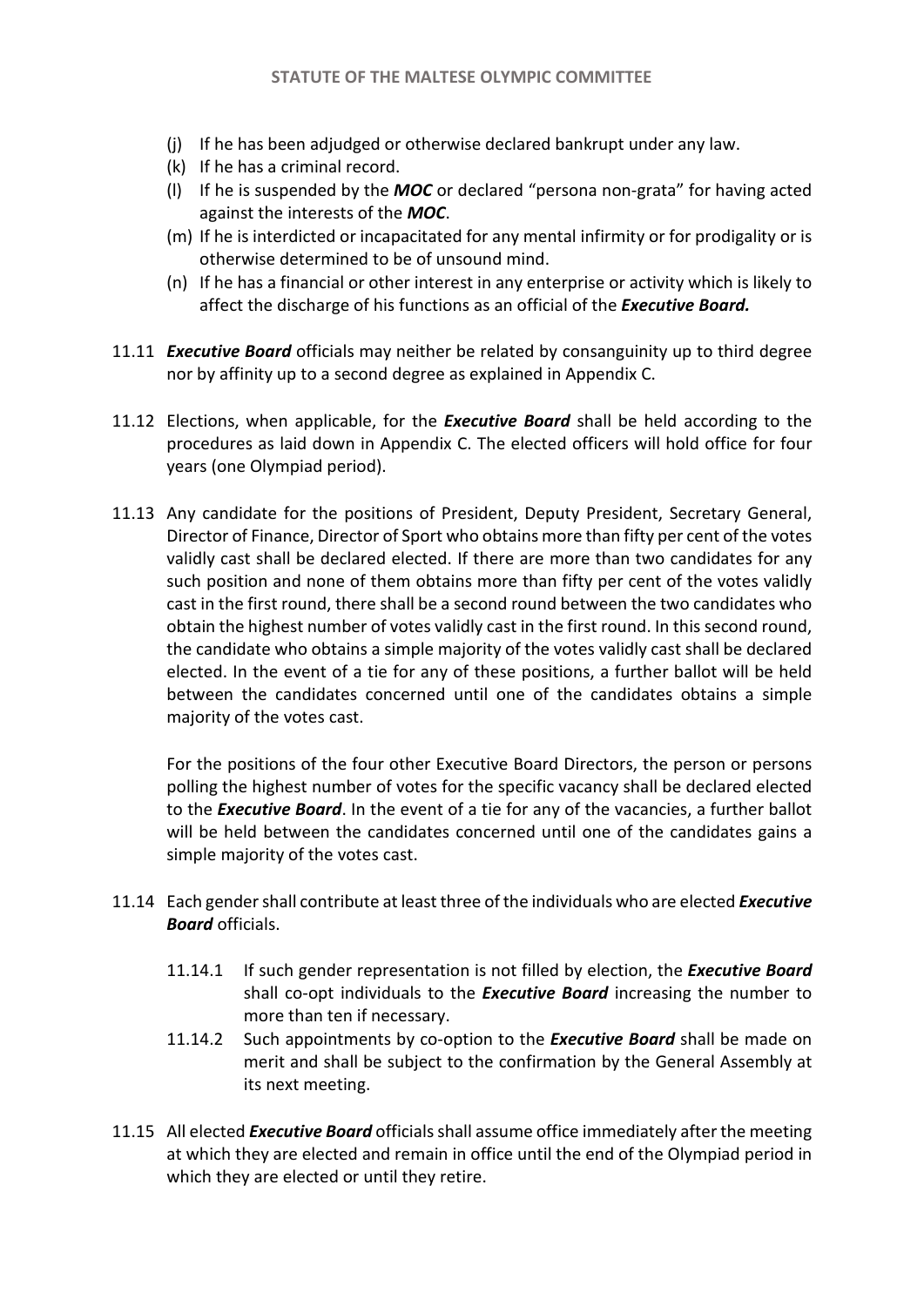(j) If he has been adjudged or otherwise declared bankrupt under any law.
(k) If he has a criminal record.
(l) If he is suspended by the ***MOC*** or declared "persona non-grata" for having acted against the interests of the ***MOC***.
(m) If he is interdicted or incapacitated for any mental infirmity or for prodigality or is otherwise determined to be of unsound mind.
(n) If he has a financial or other interest in any enterprise or activity which is likely to affect the discharge of his functions as an official of the ***Executive Board.***

11.11 ***Executive Board*** officials may neither be related by consanguinity up to third degree nor by affinity up to a second degree as explained in Appendix C.

11.12 Elections, when applicable, for the ***Executive Board*** shall be held according to the procedures as laid down in Appendix C. The elected officers will hold office for four years (one Olympiad period).

11.13 Any candidate for the positions of President, Deputy President, Secretary General, Director of Finance, Director of Sport who obtains more than fifty per cent of the votes validly cast shall be declared elected. If there are more than two candidates for any such position and none of them obtains more than fifty per cent of the votes validly cast in the first round, there shall be a second round between the two candidates who obtain the highest number of votes validly cast in the first round. In this second round, the candidate who obtains a simple majority of the votes validly cast shall be declared elected. In the event of a tie for any of these positions, a further ballot will be held between the candidates concerned until one of the candidates obtains a simple majority of the votes cast.

For the positions of the four other Executive Board Directors, the person or persons polling the highest number of votes for the specific vacancy shall be declared elected to the ***Executive Board***. In the event of a tie for any of the vacancies, a further ballot will be held between the candidates concerned until one of the candidates gains a simple majority of the votes cast.

11.14 Each gender shall contribute at least three of the individuals who are elected ***Executive Board*** officials.

11.14.1 If such gender representation is not filled by election, the ***Executive Board*** shall co-opt individuals to the ***Executive Board*** increasing the number to more than ten if necessary.

11.14.2 Such appointments by co-option to the ***Executive Board*** shall be made on merit and shall be subject to the confirmation by the General Assembly at its next meeting.

11.15 All elected ***Executive Board*** officials shall assume office immediately after the meeting at which they are elected and remain in office until the end of the Olympiad period in which they are elected or until they retire.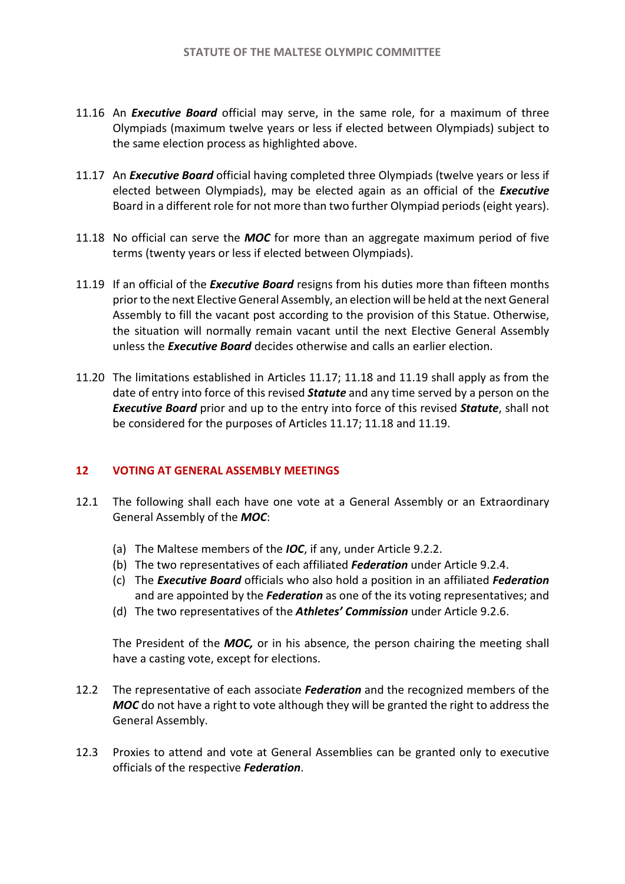11.16 An ***Executive Board*** official may serve, in the same role, for a maximum of three Olympiads (maximum twelve years or less if elected between Olympiads) subject to the same election process as highlighted above.

11.17 An ***Executive Board*** official having completed three Olympiads (twelve years or less if elected between Olympiads), may be elected again as an official of the ***Executive*** Board in a different role for not more than two further Olympiad periods (eight years).

11.18 No official can serve the ***MOC*** for more than an aggregate maximum period of five terms (twenty years or less if elected between Olympiads).

11.19 If an official of the ***Executive Board*** resigns from his duties more than fifteen months prior to the next Elective General Assembly, an election will be held at the next General Assembly to fill the vacant post according to the provision of this Statue. Otherwise, the situation will normally remain vacant until the next Elective General Assembly unless the ***Executive Board*** decides otherwise and calls an earlier election.

11.20 The limitations established in Articles 11.17; 11.18 and 11.19 shall apply as from the date of entry into force of this revised ***Statute*** and any time served by a person on the ***Executive Board*** prior and up to the entry into force of this revised ***Statute***, shall not be considered for the purposes of Articles 11.17; 11.18 and 11.19.

## 12 VOTING AT GENERAL ASSEMBLY MEETINGS

12.1 The following shall each have one vote at a General Assembly or an Extraordinary General Assembly of the ***MOC***:

(a) The Maltese members of the ***IOC***, if any, under Article 9.2.2.
(b) The two representatives of each affiliated ***Federation*** under Article 9.2.4.
(c) The ***Executive Board*** officials who also hold a position in an affiliated ***Federation*** and are appointed by the ***Federation*** as one of the its voting representatives; and
(d) The two representatives of the ***Athletes' Commission*** under Article 9.2.6.

The President of the ***MOC,*** or in his absence, the person chairing the meeting shall have a casting vote, except for elections.

12.2 The representative of each associate ***Federation*** and the recognized members of the ***MOC*** do not have a right to vote although they will be granted the right to address the General Assembly.

12.3 Proxies to attend and vote at General Assemblies can be granted only to executive officials of the respective ***Federation***.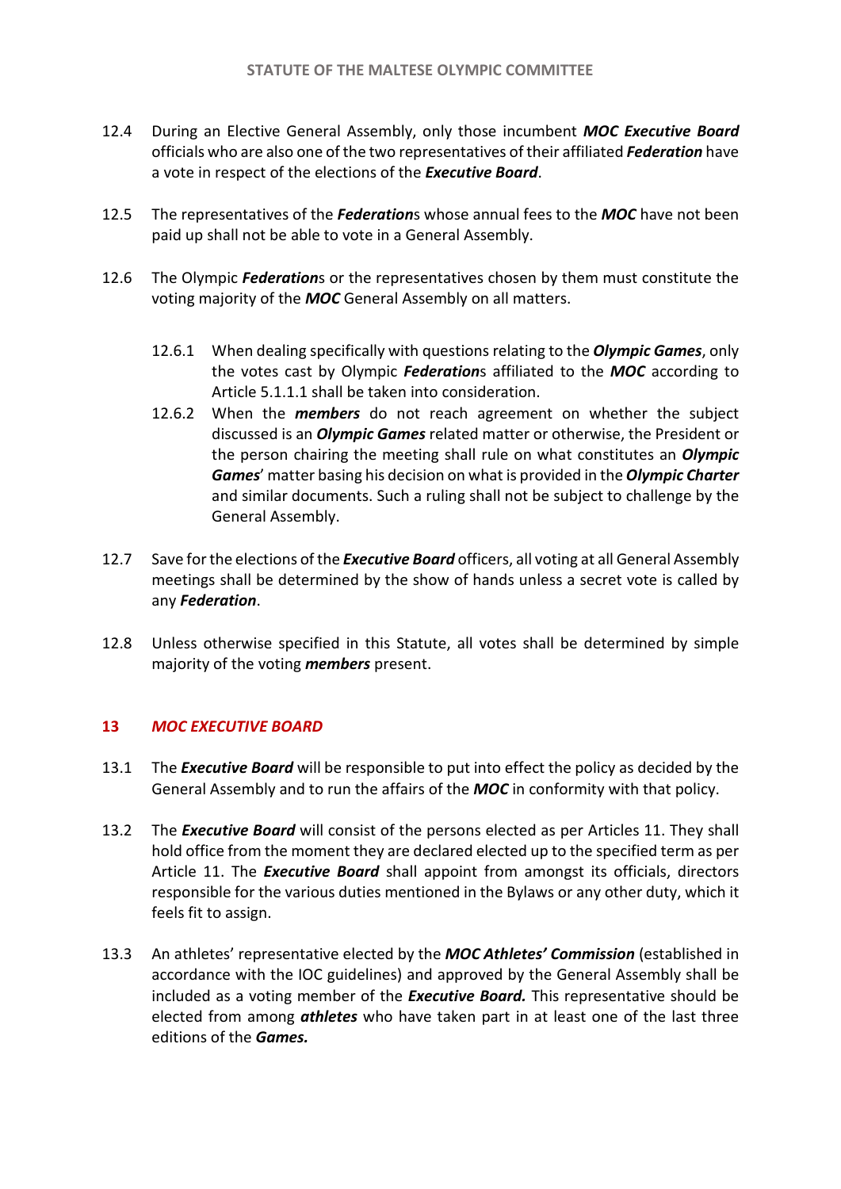12.4 During an Elective General Assembly, only those incumbent ***MOC Executive Board*** officials who are also one of the two representatives of their affiliated ***Federation*** have a vote in respect of the elections of the ***Executive Board***.

12.5 The representatives of the ***Federation***s whose annual fees to the ***MOC*** have not been paid up shall not be able to vote in a General Assembly.

12.6 The Olympic ***Federation***s or the representatives chosen by them must constitute the voting majority of the ***MOC*** General Assembly on all matters.

> 12.6.1 When dealing specifically with questions relating to the ***Olympic Games***, only the votes cast by Olympic ***Federation***s affiliated to the ***MOC*** according to Article 5.1.1.1 shall be taken into consideration.
>
> 12.6.2 When the ***members*** do not reach agreement on whether the subject discussed is an ***Olympic Games*** related matter or otherwise, the President or the person chairing the meeting shall rule on what constitutes an ***Olympic Games***' matter basing his decision on what is provided in the ***Olympic Charter*** and similar documents. Such a ruling shall not be subject to challenge by the General Assembly.

12.7 Save for the elections of the ***Executive Board*** officers, all voting at all General Assembly meetings shall be determined by the show of hands unless a secret vote is called by any ***Federation***.

12.8 Unless otherwise specified in this Statute, all votes shall be determined by simple majority of the voting ***members*** present.

## 13 *MOC EXECUTIVE BOARD*

13.1 The ***Executive Board*** will be responsible to put into effect the policy as decided by the General Assembly and to run the affairs of the ***MOC*** in conformity with that policy.

13.2 The ***Executive Board*** will consist of the persons elected as per Articles 11. They shall hold office from the moment they are declared elected up to the specified term as per Article 11. The ***Executive Board*** shall appoint from amongst its officials, directors responsible for the various duties mentioned in the Bylaws or any other duty, which it feels fit to assign.

13.3 An athletes' representative elected by the ***MOC Athletes' Commission*** (established in accordance with the IOC guidelines) and approved by the General Assembly shall be included as a voting member of the ***Executive Board.*** This representative should be elected from among ***athletes*** who have taken part in at least one of the last three editions of the ***Games.***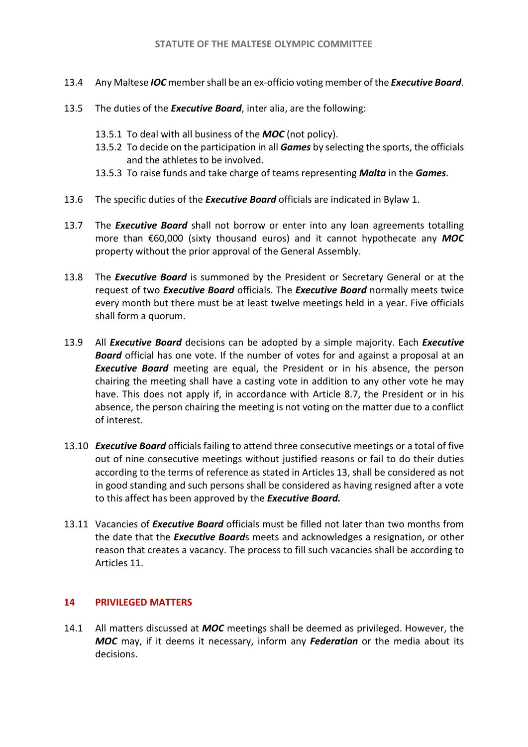13.4 Any Maltese ***IOC*** member shall be an ex-officio voting member of the ***Executive Board***.

13.5 The duties of the ***Executive Board***, inter alia, are the following:

13.5.1 To deal with all business of the ***MOC*** (not policy).

13.5.2 To decide on the participation in all ***Games*** by selecting the sports, the officials and the athletes to be involved.

13.5.3 To raise funds and take charge of teams representing ***Malta*** in the ***Games***.

13.6 The specific duties of the ***Executive Board*** officials are indicated in Bylaw 1.

13.7 The ***Executive Board*** shall not borrow or enter into any loan agreements totalling more than €60,000 (sixty thousand euros) and it cannot hypothecate any ***MOC*** property without the prior approval of the General Assembly.

13.8 The ***Executive Board*** is summoned by the President or Secretary General or at the request of two ***Executive Board*** officials. The ***Executive Board*** normally meets twice every month but there must be at least twelve meetings held in a year. Five officials shall form a quorum.

13.9 All ***Executive Board*** decisions can be adopted by a simple majority. Each ***Executive Board*** official has one vote. If the number of votes for and against a proposal at an ***Executive Board*** meeting are equal, the President or in his absence, the person chairing the meeting shall have a casting vote in addition to any other vote he may have. This does not apply if, in accordance with Article 8.7, the President or in his absence, the person chairing the meeting is not voting on the matter due to a conflict of interest.

13.10 ***Executive Board*** officials failing to attend three consecutive meetings or a total of five out of nine consecutive meetings without justified reasons or fail to do their duties according to the terms of reference as stated in Articles 13, shall be considered as not in good standing and such persons shall be considered as having resigned after a vote to this affect has been approved by the ***Executive Board.***

13.11 Vacancies of ***Executive Board*** officials must be filled not later than two months from the date that the ***Executive Board***s meets and acknowledges a resignation, or other reason that creates a vacancy. The process to fill such vacancies shall be according to Articles 11.

## 14 PRIVILEGED MATTERS

14.1 All matters discussed at ***MOC*** meetings shall be deemed as privileged. However, the ***MOC*** may, if it deems it necessary, inform any ***Federation*** or the media about its decisions.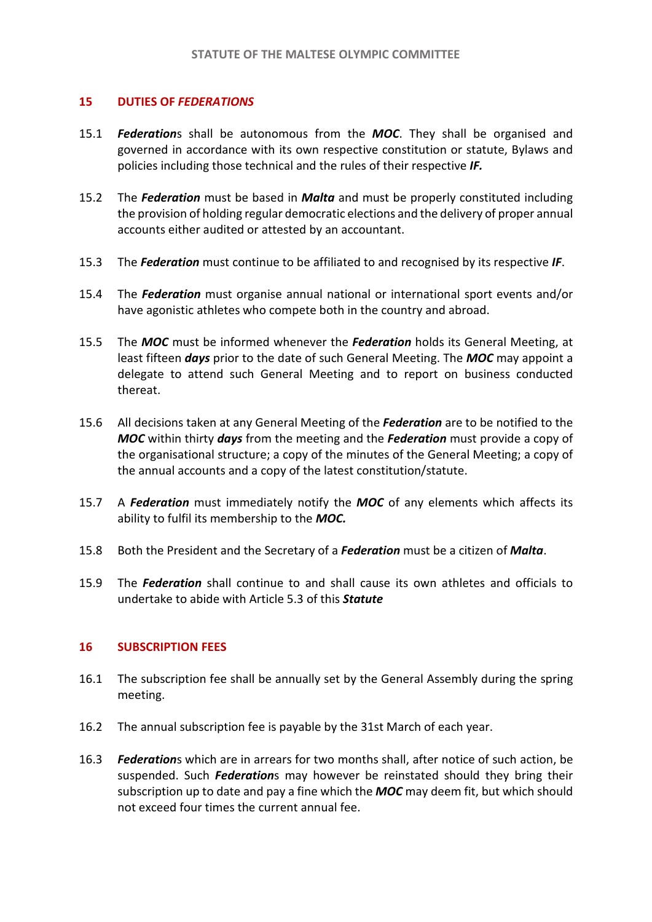## 15 DUTIES OF *FEDERATIONS*

15.1 ***Federation***s shall be autonomous from the ***MOC***. They shall be organised and governed in accordance with its own respective constitution or statute, Bylaws and policies including those technical and the rules of their respective ***IF.***

15.2 The ***Federation*** must be based in ***Malta*** and must be properly constituted including the provision of holding regular democratic elections and the delivery of proper annual accounts either audited or attested by an accountant.

15.3 The ***Federation*** must continue to be affiliated to and recognised by its respective ***IF***.

15.4 The ***Federation*** must organise annual national or international sport events and/or have agonistic athletes who compete both in the country and abroad.

15.5 The ***MOC*** must be informed whenever the ***Federation*** holds its General Meeting, at least fifteen ***days*** prior to the date of such General Meeting. The ***MOC*** may appoint a delegate to attend such General Meeting and to report on business conducted thereat.

15.6 All decisions taken at any General Meeting of the ***Federation*** are to be notified to the ***MOC*** within thirty ***days*** from the meeting and the ***Federation*** must provide a copy of the organisational structure; a copy of the minutes of the General Meeting; a copy of the annual accounts and a copy of the latest constitution/statute.

15.7 A ***Federation*** must immediately notify the ***MOC*** of any elements which affects its ability to fulfil its membership to the ***MOC.***

15.8 Both the President and the Secretary of a ***Federation*** must be a citizen of ***Malta***.

15.9 The ***Federation*** shall continue to and shall cause its own athletes and officials to undertake to abide with Article 5.3 of this ***Statute***

## 16 SUBSCRIPTION FEES

16.1 The subscription fee shall be annually set by the General Assembly during the spring meeting.

16.2 The annual subscription fee is payable by the 31st March of each year.

16.3 ***Federation***s which are in arrears for two months shall, after notice of such action, be suspended. Such ***Federation***s may however be reinstated should they bring their subscription up to date and pay a fine which the ***MOC*** may deem fit, but which should not exceed four times the current annual fee.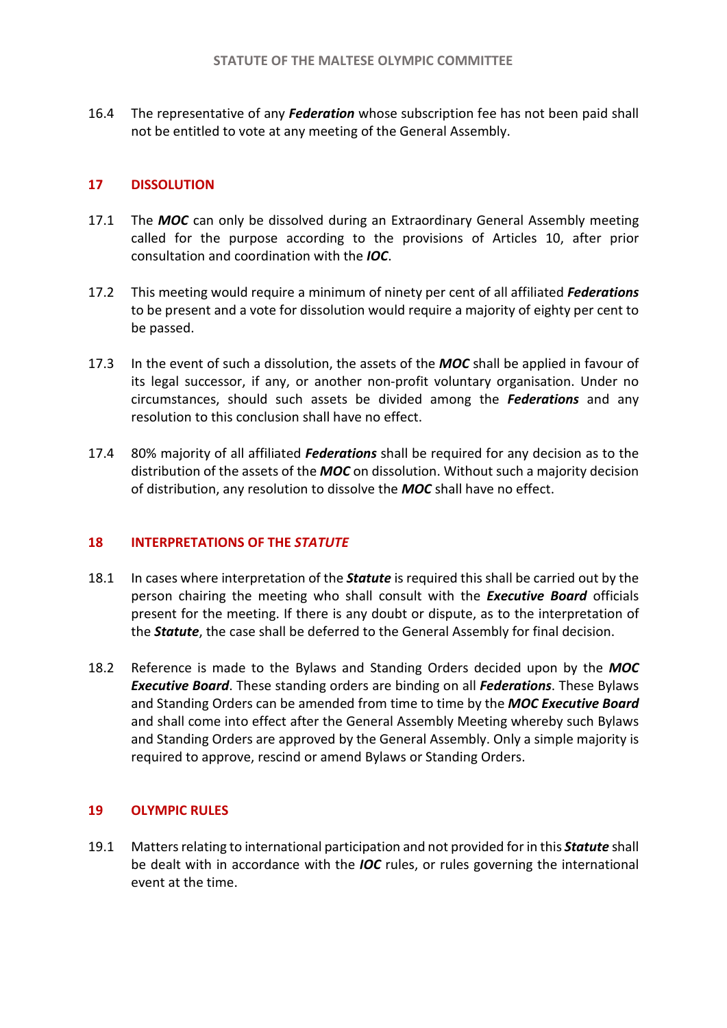16.4 The representative of any ***Federation*** whose subscription fee has not been paid shall not be entitled to vote at any meeting of the General Assembly.

## 17 DISSOLUTION

17.1 The ***MOC*** can only be dissolved during an Extraordinary General Assembly meeting called for the purpose according to the provisions of Articles 10, after prior consultation and coordination with the ***IOC***.

17.2 This meeting would require a minimum of ninety per cent of all affiliated ***Federations*** to be present and a vote for dissolution would require a majority of eighty per cent to be passed.

17.3 In the event of such a dissolution, the assets of the ***MOC*** shall be applied in favour of its legal successor, if any, or another non-profit voluntary organisation. Under no circumstances, should such assets be divided among the ***Federations*** and any resolution to this conclusion shall have no effect.

17.4 80% majority of all affiliated ***Federations*** shall be required for any decision as to the distribution of the assets of the ***MOC*** on dissolution. Without such a majority decision of distribution, any resolution to dissolve the ***MOC*** shall have no effect.

## 18 INTERPRETATIONS OF THE *STATUTE*

18.1 In cases where interpretation of the ***Statute*** is required this shall be carried out by the person chairing the meeting who shall consult with the ***Executive Board*** officials present for the meeting. If there is any doubt or dispute, as to the interpretation of the ***Statute***, the case shall be deferred to the General Assembly for final decision.

18.2 Reference is made to the Bylaws and Standing Orders decided upon by the ***MOC Executive Board***. These standing orders are binding on all ***Federations***. These Bylaws and Standing Orders can be amended from time to time by the ***MOC Executive Board*** and shall come into effect after the General Assembly Meeting whereby such Bylaws and Standing Orders are approved by the General Assembly. Only a simple majority is required to approve, rescind or amend Bylaws or Standing Orders.

## 19 OLYMPIC RULES

19.1 Matters relating to international participation and not provided for in this ***Statute*** shall be dealt with in accordance with the ***IOC*** rules, or rules governing the international event at the time.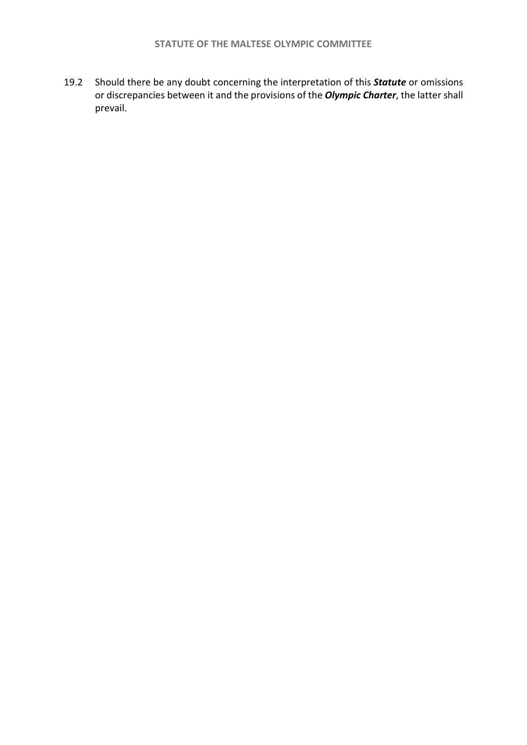19.2 Should there be any doubt concerning the interpretation of this ***Statute*** or omissions or discrepancies between it and the provisions of the ***Olympic Charter***, the latter shall prevail.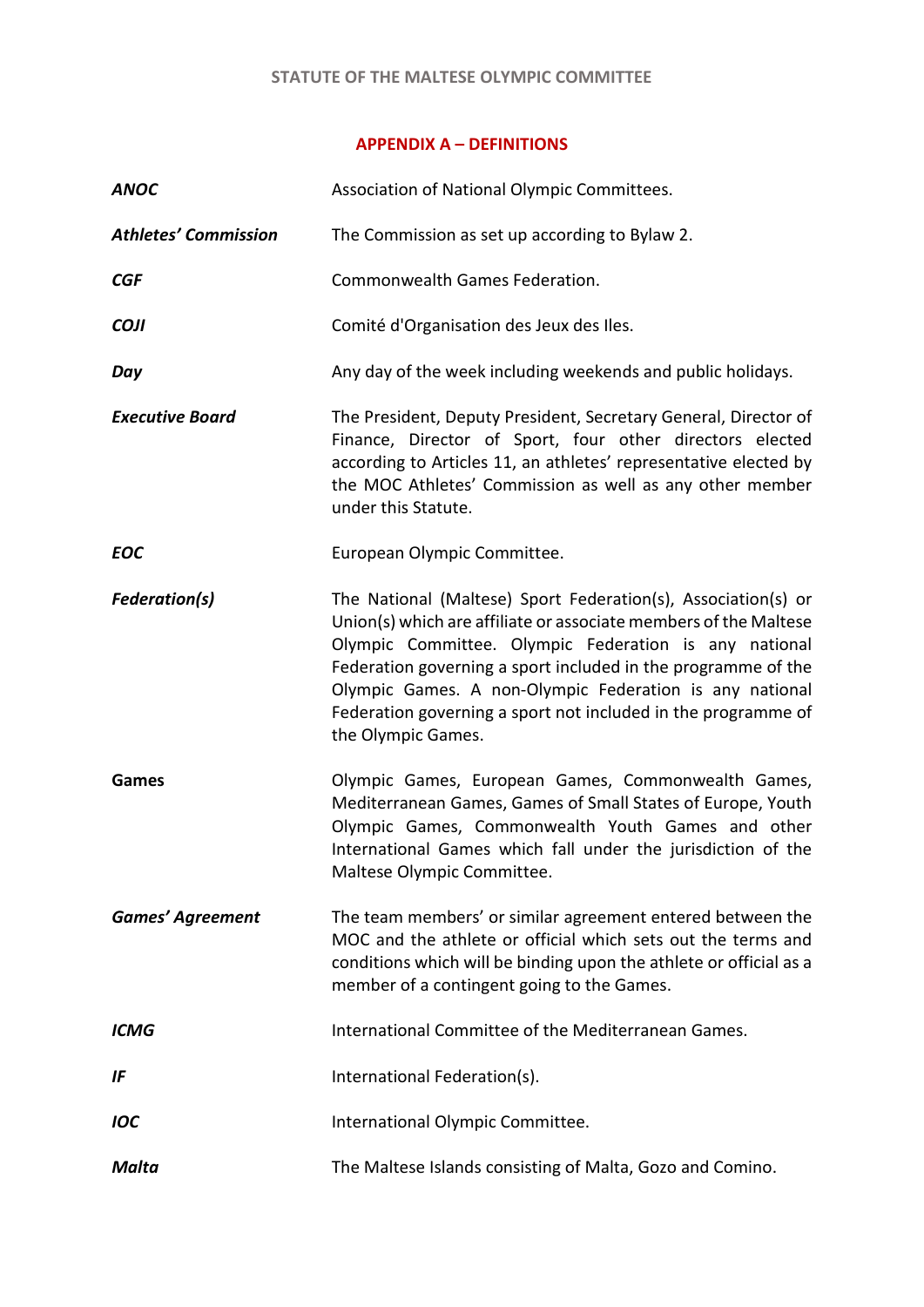## APPENDIX A – DEFINITIONS

| | |
|---|---|
| ***ANOC*** | Association of National Olympic Committees. |
| ***Athletes' Commission*** | The Commission as set up according to Bylaw 2. |
| ***CGF*** | Commonwealth Games Federation. |
| ***COJI*** | Comité d'Organisation des Jeux des Iles. |
| ***Day*** | Any day of the week including weekends and public holidays. |
| ***Executive Board*** | The President, Deputy President, Secretary General, Director of Finance, Director of Sport, four other directors elected according to Articles 11, an athletes' representative elected by the MOC Athletes' Commission as well as any other member under this Statute. |
| ***EOC*** | European Olympic Committee. |
| ***Federation(s)*** | The National (Maltese) Sport Federation(s), Association(s) or Union(s) which are affiliate or associate members of the Maltese Olympic Committee. Olympic Federation is any national Federation governing a sport included in the programme of the Olympic Games. A non-Olympic Federation is any national Federation governing a sport not included in the programme of the Olympic Games. |
| **Games** | Olympic Games, European Games, Commonwealth Games, Mediterranean Games, Games of Small States of Europe, Youth Olympic Games, Commonwealth Youth Games and other International Games which fall under the jurisdiction of the Maltese Olympic Committee. |
| ***Games' Agreement*** | The team members' or similar agreement entered between the MOC and the athlete or official which sets out the terms and conditions which will be binding upon the athlete or official as a member of a contingent going to the Games. |
| ***ICMG*** | International Committee of the Mediterranean Games. |
| ***IF*** | International Federation(s). |
| ***IOC*** | International Olympic Committee. |
| ***Malta*** | The Maltese Islands consisting of Malta, Gozo and Comino. |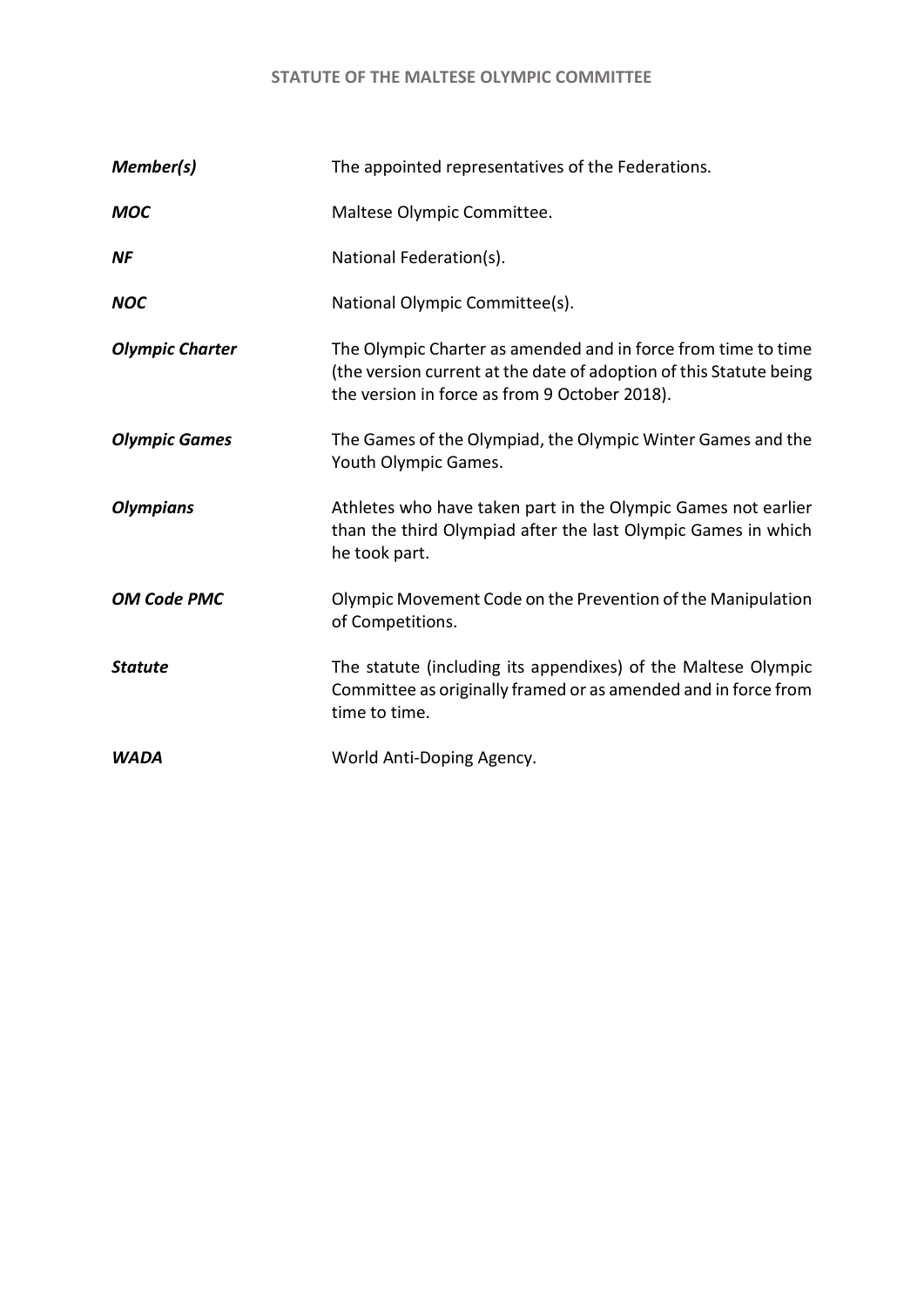| | |
|---|---|
| ***Member(s)*** | The appointed representatives of the Federations. |
| ***MOC*** | Maltese Olympic Committee. |
| ***NF*** | National Federation(s). |
| ***NOC*** | National Olympic Committee(s). |
| ***Olympic Charter*** | The Olympic Charter as amended and in force from time to time (the version current at the date of adoption of this Statute being the version in force as from 9 October 2018). |
| ***Olympic Games*** | The Games of the Olympiad, the Olympic Winter Games and the Youth Olympic Games. |
| ***Olympians*** | Athletes who have taken part in the Olympic Games not earlier than the third Olympiad after the last Olympic Games in which he took part. |
| ***OM Code PMC*** | Olympic Movement Code on the Prevention of the Manipulation of Competitions. |
| ***Statute*** | The statute (including its appendixes) of the Maltese Olympic Committee as originally framed or as amended and in force from time to time. |
| ***WADA*** | World Anti-Doping Agency. |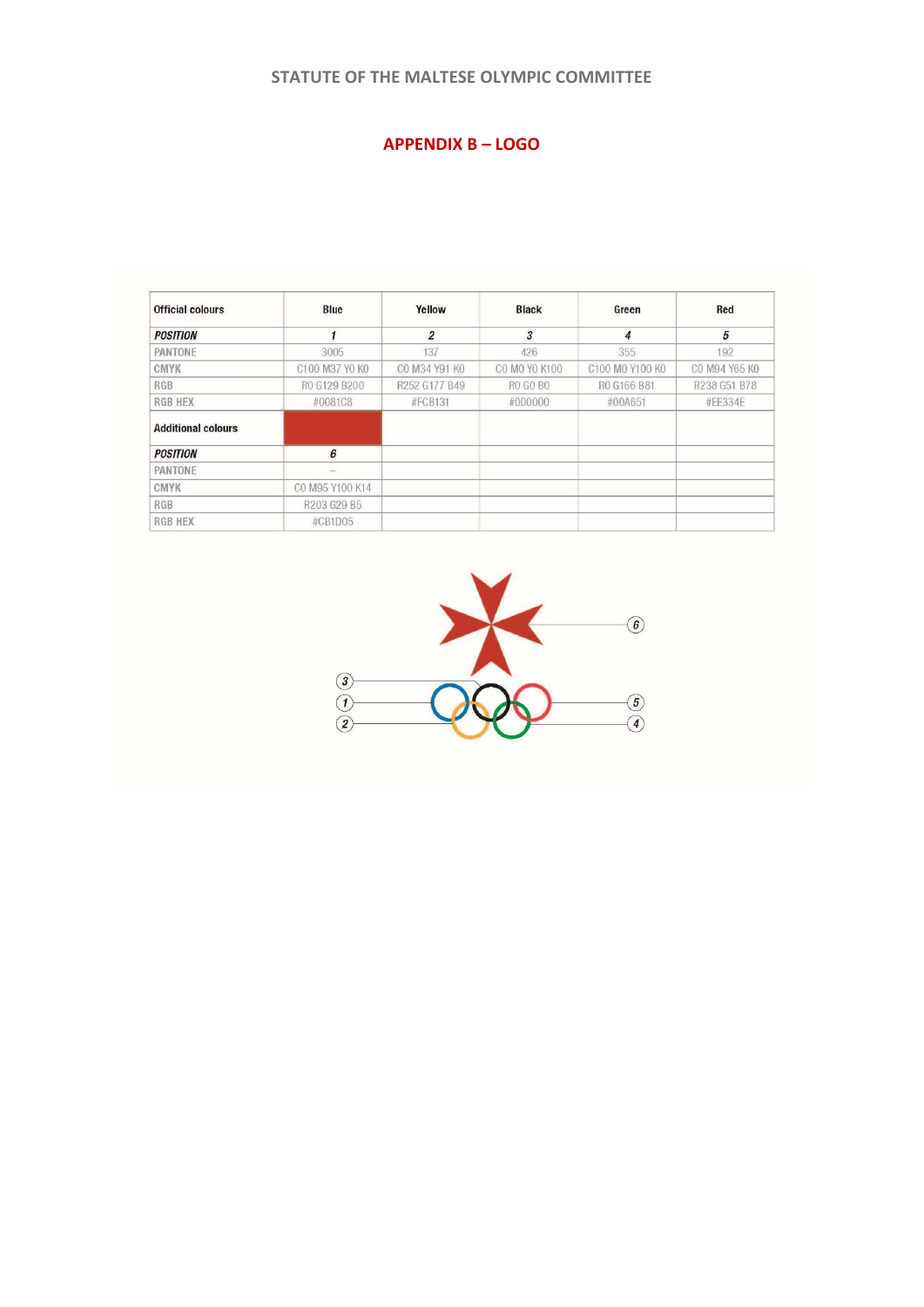## APPENDIX B – LOGO

| Official colours | Blue | Yellow | Black | Green | Red |
| --- | --- | --- | --- | --- | --- |
| ***POSITION*** | ***1*** | ***2*** | ***3*** | ***4*** | ***5*** |
| PANTONE | 3005 | 137 | 426 | 355 | 192 |
| CMYK | C100 M37 Y0 K0 | C0 M34 Y91 K0 | C0 M0 Y0 K100 | C100 M0 Y100 K0 | C0 M94 Y65 K0 |
| RGB | R0 G129 B200 | R252 G177 B49 | R0 G0 B0 | R0 G166 B81 | R238 G51 B78 |
| RGB HEX | #0081C8 | #FCB131 | #000000 | #00A651 | #EE334E |
| **Additional colours** | | | | | |
| ***POSITION*** | ***6*** | | | | |
| PANTONE | – | | | | |
| CMYK | C0 M95 Y100 K14 | | | | |
| RGB | R203 G29 B5 | | | | |
| RGB HEX | #CB1D05 | | | | |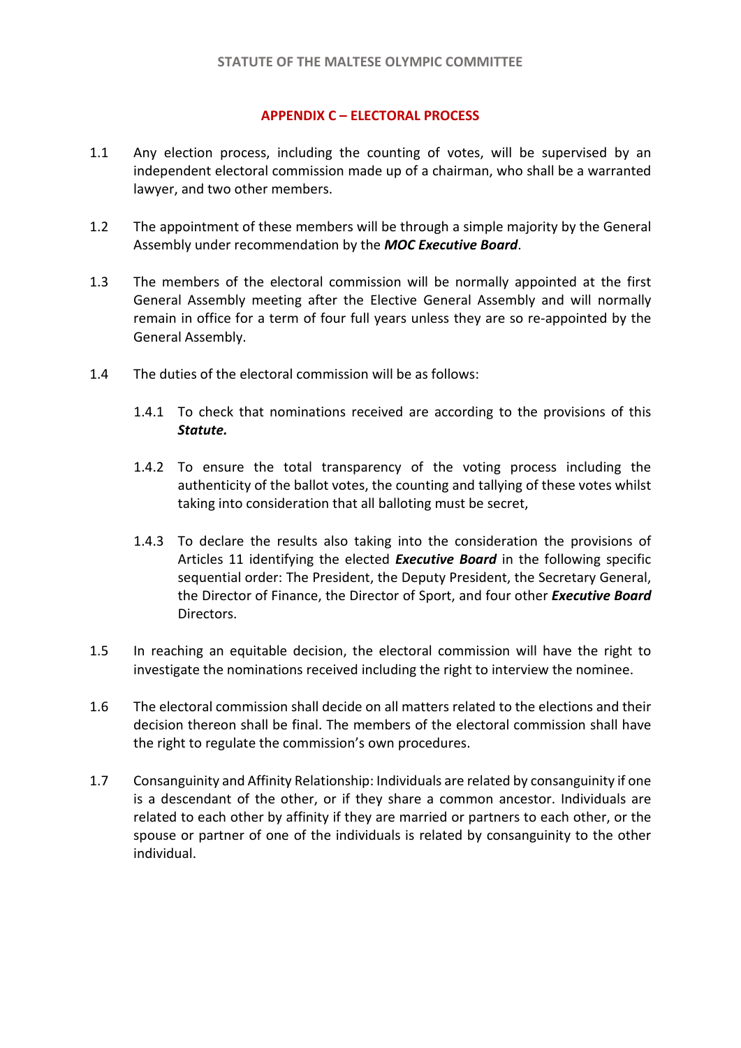## APPENDIX C – ELECTORAL PROCESS

1.1 Any election process, including the counting of votes, will be supervised by an independent electoral commission made up of a chairman, who shall be a warranted lawyer, and two other members.

1.2 The appointment of these members will be through a simple majority by the General Assembly under recommendation by the ***MOC Executive Board***.

1.3 The members of the electoral commission will be normally appointed at the first General Assembly meeting after the Elective General Assembly and will normally remain in office for a term of four full years unless they are so re-appointed by the General Assembly.

1.4 The duties of the electoral commission will be as follows:

1.4.1 To check that nominations received are according to the provisions of this ***Statute.***

1.4.2 To ensure the total transparency of the voting process including the authenticity of the ballot votes, the counting and tallying of these votes whilst taking into consideration that all balloting must be secret,

1.4.3 To declare the results also taking into the consideration the provisions of Articles 11 identifying the elected ***Executive Board*** in the following specific sequential order: The President, the Deputy President, the Secretary General, the Director of Finance, the Director of Sport, and four other ***Executive Board*** Directors.

1.5 In reaching an equitable decision, the electoral commission will have the right to investigate the nominations received including the right to interview the nominee.

1.6 The electoral commission shall decide on all matters related to the elections and their decision thereon shall be final. The members of the electoral commission shall have the right to regulate the commission's own procedures.

1.7 Consanguinity and Affinity Relationship: Individuals are related by consanguinity if one is a descendant of the other, or if they share a common ancestor. Individuals are related to each other by affinity if they are married or partners to each other, or the spouse or partner of one of the individuals is related by consanguinity to the other individual.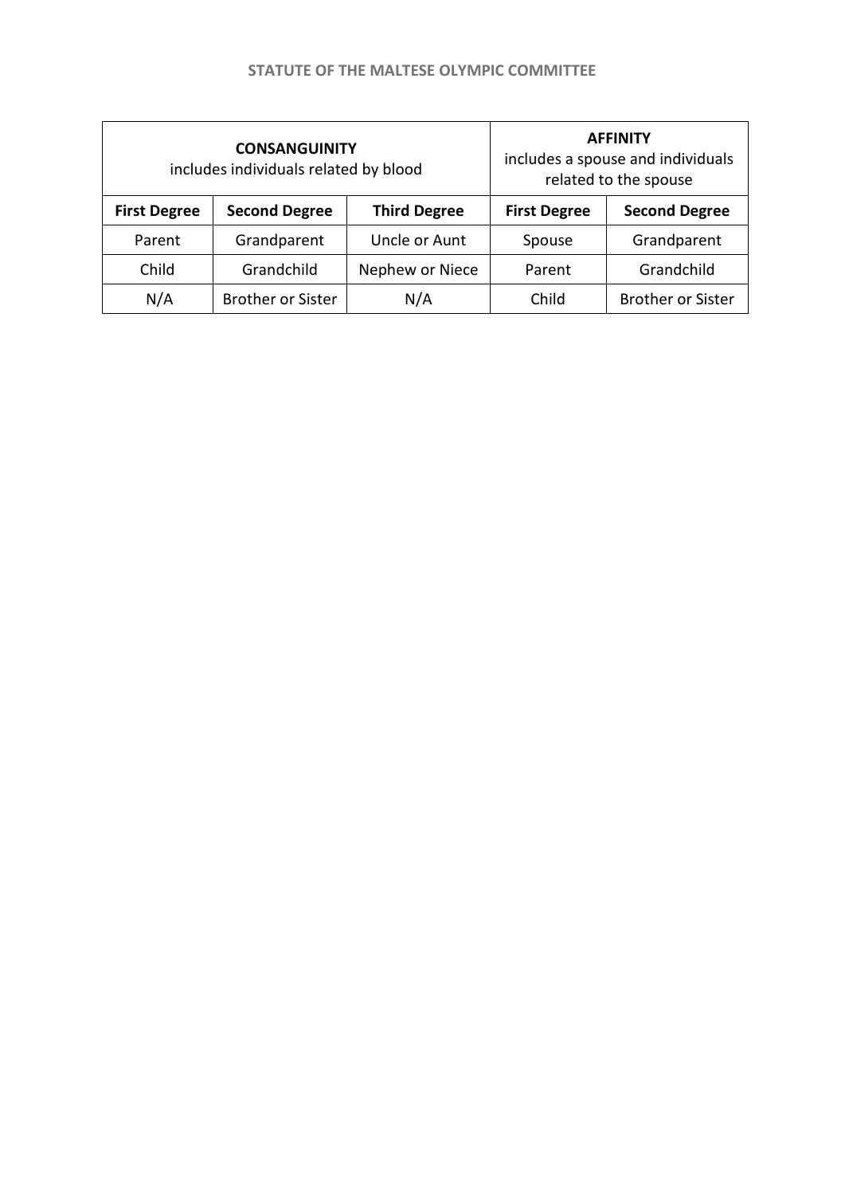| **CONSANGUINITY** includes individuals related by blood | | | **AFFINITY** includes a spouse and individuals related to the spouse | |
|---|---|---|---|---|
| **First Degree** | **Second Degree** | **Third Degree** | **First Degree** | **Second Degree** |
| Parent | Grandparent | Uncle or Aunt | Spouse | Grandparent |
| Child | Grandchild | Nephew or Niece | Parent | Grandchild |
| N/A | Brother or Sister | N/A | Child | Brother or Sister |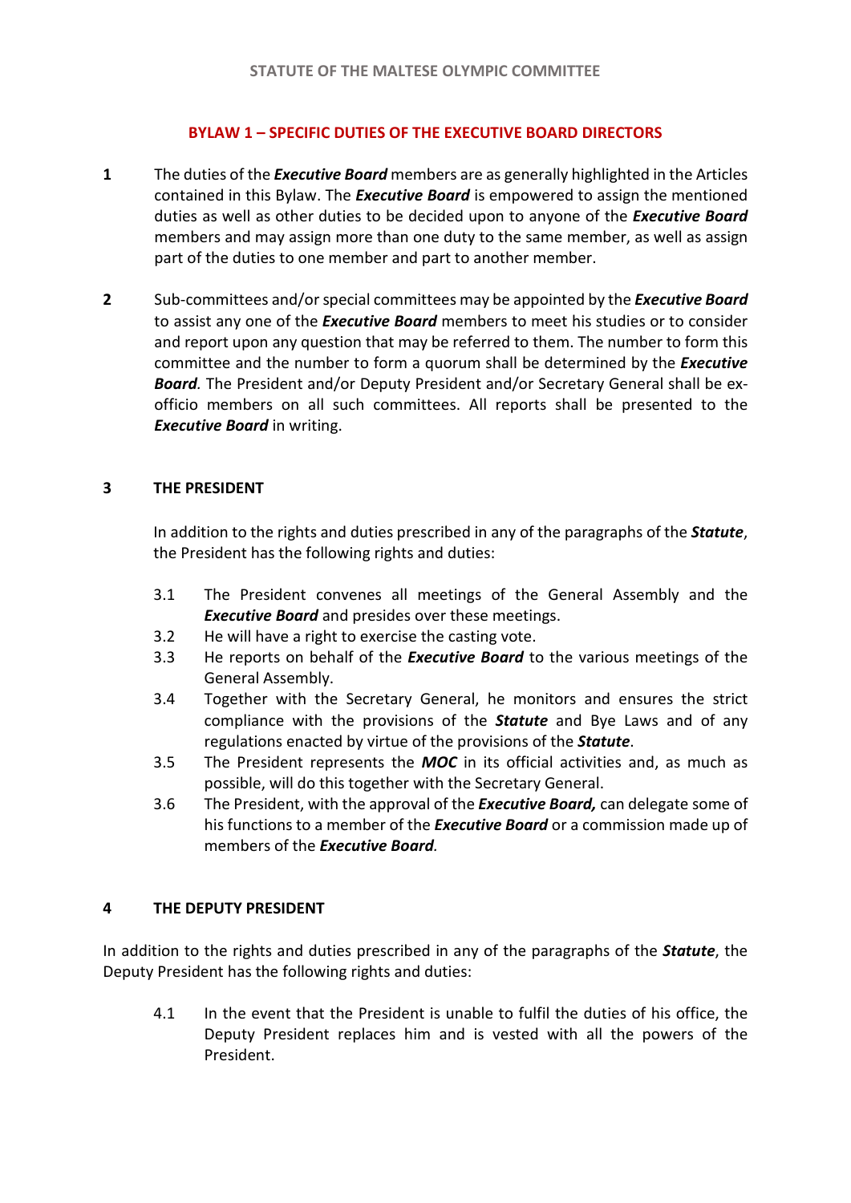## BYLAW 1 – SPECIFIC DUTIES OF THE EXECUTIVE BOARD DIRECTORS

**1** The duties of the ***Executive Board*** members are as generally highlighted in the Articles contained in this Bylaw. The ***Executive Board*** is empowered to assign the mentioned duties as well as other duties to be decided upon to anyone of the ***Executive Board*** members and may assign more than one duty to the same member, as well as assign part of the duties to one member and part to another member.

**2** Sub-committees and/or special committees may be appointed by the ***Executive Board*** to assist any one of the ***Executive Board*** members to meet his studies or to consider and report upon any question that may be referred to them. The number to form this committee and the number to form a quorum shall be determined by the ***Executive Board***. The President and/or Deputy President and/or Secretary General shall be ex-officio members on all such committees. All reports shall be presented to the ***Executive Board*** in writing.

### 3 THE PRESIDENT

In addition to the rights and duties prescribed in any of the paragraphs of the ***Statute***, the President has the following rights and duties:

3.1 The President convenes all meetings of the General Assembly and the ***Executive Board*** and presides over these meetings.

3.2 He will have a right to exercise the casting vote.

3.3 He reports on behalf of the ***Executive Board*** to the various meetings of the General Assembly.

3.4 Together with the Secretary General, he monitors and ensures the strict compliance with the provisions of the ***Statute*** and Bye Laws and of any regulations enacted by virtue of the provisions of the ***Statute***.

3.5 The President represents the ***MOC*** in its official activities and, as much as possible, will do this together with the Secretary General.

3.6 The President, with the approval of the ***Executive Board,*** can delegate some of his functions to a member of the ***Executive Board*** or a commission made up of members of the ***Executive Board.***

### 4 THE DEPUTY PRESIDENT

In addition to the rights and duties prescribed in any of the paragraphs of the ***Statute***, the Deputy President has the following rights and duties:

4.1 In the event that the President is unable to fulfil the duties of his office, the Deputy President replaces him and is vested with all the powers of the President.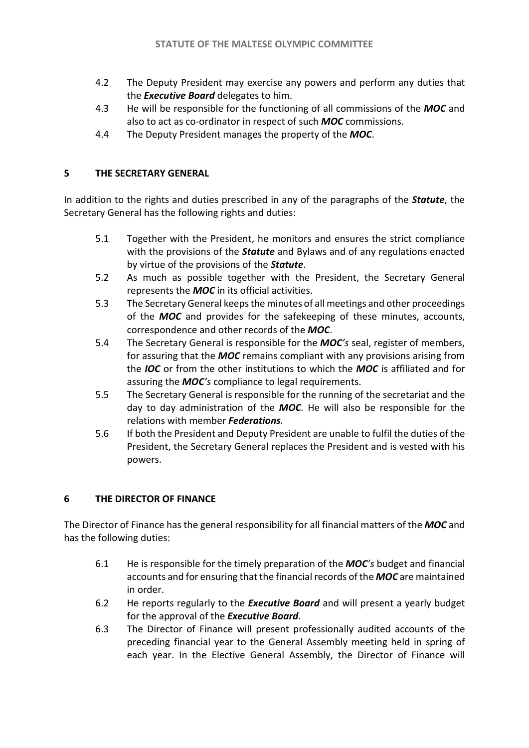4.2 The Deputy President may exercise any powers and perform any duties that the ***Executive Board*** delegates to him.

4.3 He will be responsible for the functioning of all commissions of the ***MOC*** and also to act as co-ordinator in respect of such ***MOC*** commissions.

4.4 The Deputy President manages the property of the ***MOC***.

## 5 THE SECRETARY GENERAL

In addition to the rights and duties prescribed in any of the paragraphs of the ***Statute***, the Secretary General has the following rights and duties:

5.1 Together with the President, he monitors and ensures the strict compliance with the provisions of the ***Statute*** and Bylaws and of any regulations enacted by virtue of the provisions of the ***Statute***.

5.2 As much as possible together with the President, the Secretary General represents the ***MOC*** in its official activities.

5.3 The Secretary General keeps the minutes of all meetings and other proceedings of the ***MOC*** and provides for the safekeeping of these minutes, accounts, correspondence and other records of the ***MOC***.

5.4 The Secretary General is responsible for the ***MOC's*** seal, register of members, for assuring that the ***MOC*** remains compliant with any provisions arising from the ***IOC*** or from the other institutions to which the ***MOC*** is affiliated and for assuring the ***MOC's*** compliance to legal requirements.

5.5 The Secretary General is responsible for the running of the secretariat and the day to day administration of the ***MOC.*** He will also be responsible for the relations with member ***Federations.***

5.6 If both the President and Deputy President are unable to fulfil the duties of the President, the Secretary General replaces the President and is vested with his powers.

## 6 THE DIRECTOR OF FINANCE

The Director of Finance has the general responsibility for all financial matters of the ***MOC*** and has the following duties:

6.1 He is responsible for the timely preparation of the ***MOC's*** budget and financial accounts and for ensuring that the financial records of the ***MOC*** are maintained in order.

6.2 He reports regularly to the ***Executive Board*** and will present a yearly budget for the approval of the ***Executive Board***.

6.3 The Director of Finance will present professionally audited accounts of the preceding financial year to the General Assembly meeting held in spring of each year. In the Elective General Assembly, the Director of Finance will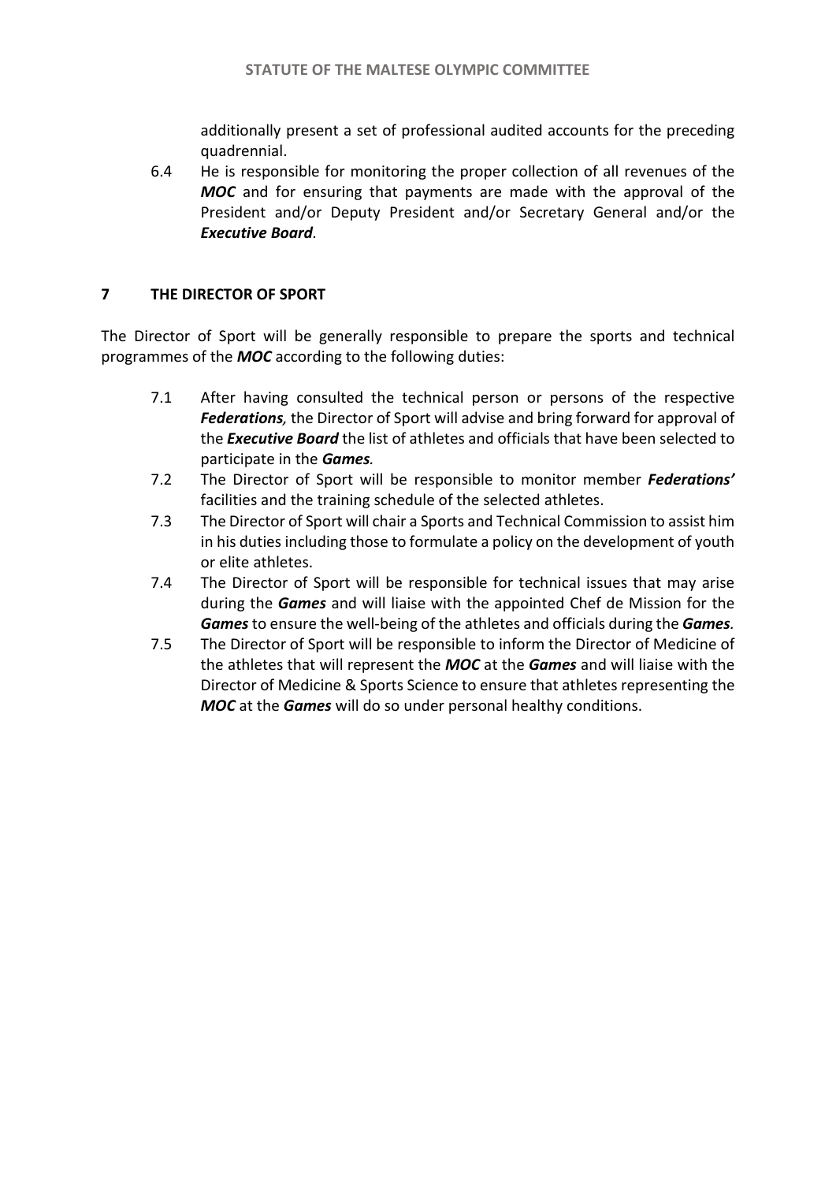additionally present a set of professional audited accounts for the preceding quadrennial.

6.4 He is responsible for monitoring the proper collection of all revenues of the ***MOC*** and for ensuring that payments are made with the approval of the President and/or Deputy President and/or Secretary General and/or the ***Executive Board***.

## 7 THE DIRECTOR OF SPORT

The Director of Sport will be generally responsible to prepare the sports and technical programmes of the ***MOC*** according to the following duties:

7.1 After having consulted the technical person or persons of the respective ***Federations,*** the Director of Sport will advise and bring forward for approval of the ***Executive Board*** the list of athletes and officials that have been selected to participate in the ***Games***.

7.2 The Director of Sport will be responsible to monitor member ***Federations'*** facilities and the training schedule of the selected athletes.

7.3 The Director of Sport will chair a Sports and Technical Commission to assist him in his duties including those to formulate a policy on the development of youth or elite athletes.

7.4 The Director of Sport will be responsible for technical issues that may arise during the ***Games*** and will liaise with the appointed Chef de Mission for the ***Games*** to ensure the well-being of the athletes and officials during the ***Games***.

7.5 The Director of Sport will be responsible to inform the Director of Medicine of the athletes that will represent the ***MOC*** at the ***Games*** and will liaise with the Director of Medicine & Sports Science to ensure that athletes representing the ***MOC*** at the ***Games*** will do so under personal healthy conditions.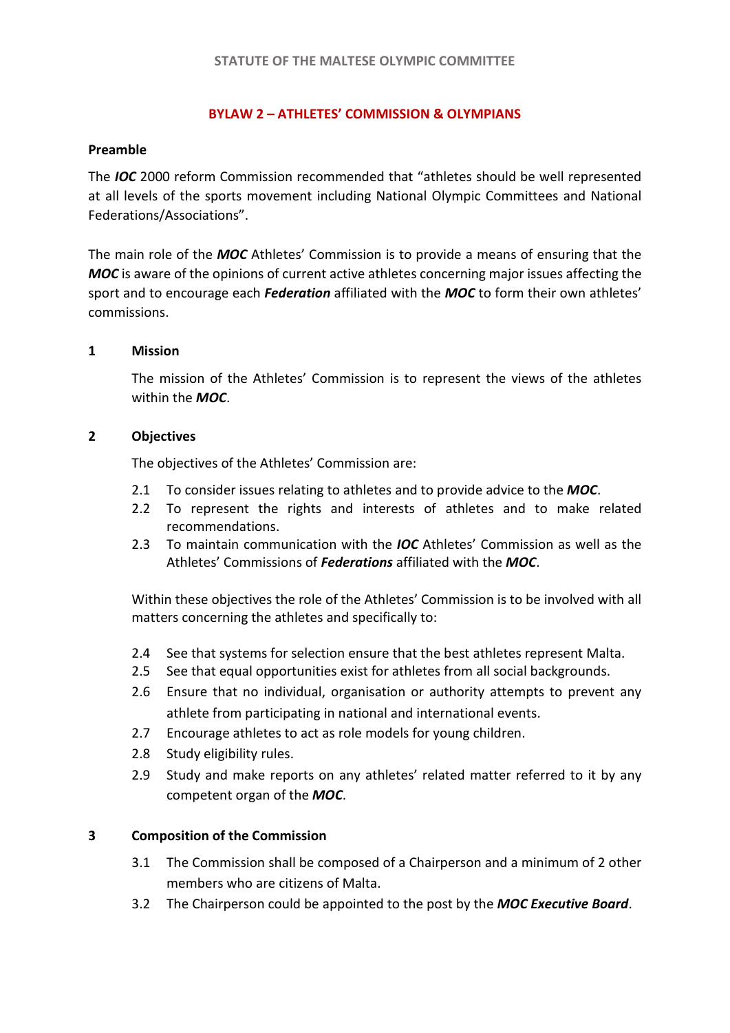## BYLAW 2 – ATHLETES' COMMISSION & OLYMPIANS

### Preamble

The ***IOC*** 2000 reform Commission recommended that "athletes should be well represented at all levels of the sports movement including National Olympic Committees and National Federations/Associations".

The main role of the ***MOC*** Athletes' Commission is to provide a means of ensuring that the ***MOC*** is aware of the opinions of current active athletes concerning major issues affecting the sport and to encourage each ***Federation*** affiliated with the ***MOC*** to form their own athletes' commissions.

### 1 Mission

The mission of the Athletes' Commission is to represent the views of the athletes within the ***MOC***.

### 2 Objectives

The objectives of the Athletes' Commission are:

2.1 To consider issues relating to athletes and to provide advice to the ***MOC***.

2.2 To represent the rights and interests of athletes and to make related recommendations.

2.3 To maintain communication with the ***IOC*** Athletes' Commission as well as the Athletes' Commissions of ***Federations*** affiliated with the ***MOC***.

Within these objectives the role of the Athletes' Commission is to be involved with all matters concerning the athletes and specifically to:

2.4 See that systems for selection ensure that the best athletes represent Malta.

2.5 See that equal opportunities exist for athletes from all social backgrounds.

2.6 Ensure that no individual, organisation or authority attempts to prevent any athlete from participating in national and international events.

2.7 Encourage athletes to act as role models for young children.

2.8 Study eligibility rules.

2.9 Study and make reports on any athletes' related matter referred to it by any competent organ of the ***MOC***.

### 3 Composition of the Commission

3.1 The Commission shall be composed of a Chairperson and a minimum of 2 other members who are citizens of Malta.

3.2 The Chairperson could be appointed to the post by the ***MOC Executive Board***.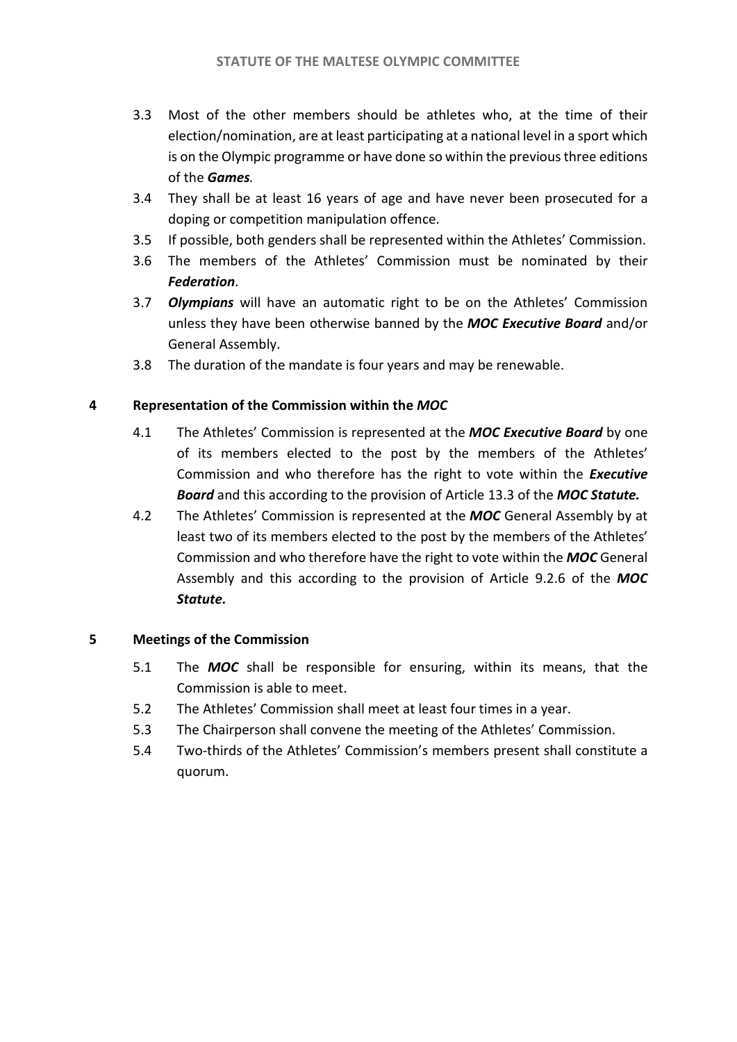3.3 Most of the other members should be athletes who, at the time of their election/nomination, are at least participating at a national level in a sport which is on the Olympic programme or have done so within the previous three editions of the ***Games.***

3.4 They shall be at least 16 years of age and have never been prosecuted for a doping or competition manipulation offence.

3.5 If possible, both genders shall be represented within the Athletes' Commission.

3.6 The members of the Athletes' Commission must be nominated by their ***Federation***.

3.7 ***Olympians*** will have an automatic right to be on the Athletes' Commission unless they have been otherwise banned by the ***MOC Executive Board*** and/or General Assembly.

3.8 The duration of the mandate is four years and may be renewable.

## 4 Representation of the Commission within the *MOC*

4.1 The Athletes' Commission is represented at the ***MOC Executive Board*** by one of its members elected to the post by the members of the Athletes' Commission and who therefore has the right to vote within the ***Executive Board*** and this according to the provision of Article 13.3 of the ***MOC Statute.***

4.2 The Athletes' Commission is represented at the ***MOC*** General Assembly by at least two of its members elected to the post by the members of the Athletes' Commission and who therefore have the right to vote within the ***MOC*** General Assembly and this according to the provision of Article 9.2.6 of the ***MOC Statute.***

## 5 Meetings of the Commission

5.1 The ***MOC*** shall be responsible for ensuring, within its means, that the Commission is able to meet.

5.2 The Athletes' Commission shall meet at least four times in a year.

5.3 The Chairperson shall convene the meeting of the Athletes' Commission.

5.4 Two-thirds of the Athletes' Commission's members present shall constitute a quorum.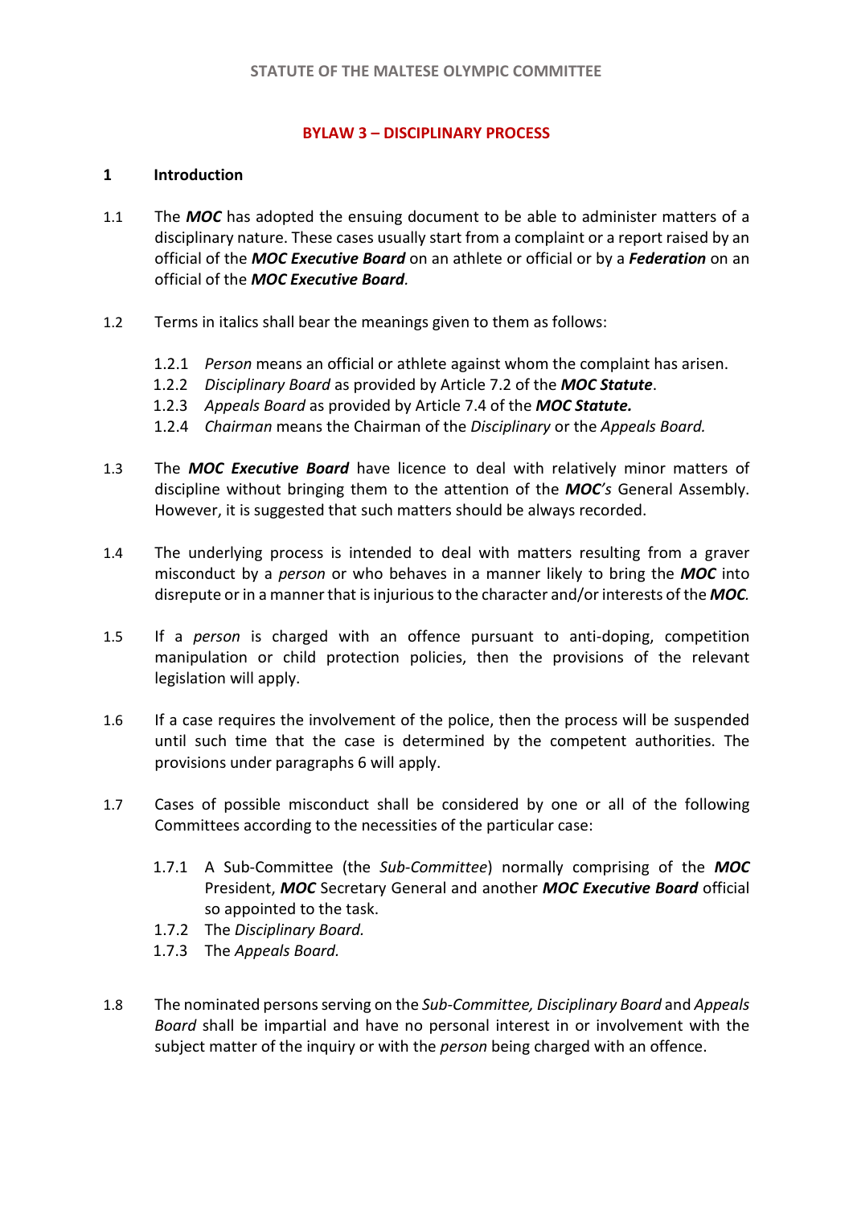STATUTE OF THE MALTESE OLYMPIC COMMITTEE

## BYLAW 3 – DISCIPLINARY PROCESS

### 1 Introduction

1.1 The ***MOC*** has adopted the ensuing document to be able to administer matters of a disciplinary nature. These cases usually start from a complaint or a report raised by an official of the ***MOC Executive Board*** on an athlete or official or by a ***Federation*** on an official of the ***MOC Executive Board****.*

1.2 Terms in italics shall bear the meanings given to them as follows:

- 1.2.1 *Person* means an official or athlete against whom the complaint has arisen.
- 1.2.2 *Disciplinary Board* as provided by Article 7.2 of the ***MOC Statute***.
- 1.2.3 *Appeals Board* as provided by Article 7.4 of the ***MOC Statute.***
- 1.2.4 *Chairman* means the Chairman of the *Disciplinary* or the *Appeals Board.*

1.3 The ***MOC Executive Board*** have licence to deal with relatively minor matters of discipline without bringing them to the attention of the ***MOC****’s* General Assembly. However, it is suggested that such matters should be always recorded.

1.4 The underlying process is intended to deal with matters resulting from a graver misconduct by a *person* or who behaves in a manner likely to bring the ***MOC*** into disrepute or in a manner that is injurious to the character and/or interests of the ***MOC****.*

1.5 If a *person* is charged with an offence pursuant to anti-doping, competition manipulation or child protection policies, then the provisions of the relevant legislation will apply.

1.6 If a case requires the involvement of the police, then the process will be suspended until such time that the case is determined by the competent authorities. The provisions under paragraphs 6 will apply.

1.7 Cases of possible misconduct shall be considered by one or all of the following Committees according to the necessities of the particular case:

- 1.7.1 A Sub-Committee (the *Sub-Committee*) normally comprising of the ***MOC*** President, ***MOC*** Secretary General and another ***MOC Executive Board*** official so appointed to the task.
- 1.7.2 The *Disciplinary Board.*
- 1.7.3 The *Appeals Board.*

1.8 The nominated persons serving on the *Sub-Committee, Disciplinary Board* and *Appeals Board* shall be impartial and have no personal interest in or involvement with the subject matter of the inquiry or with the *person* being charged with an offence.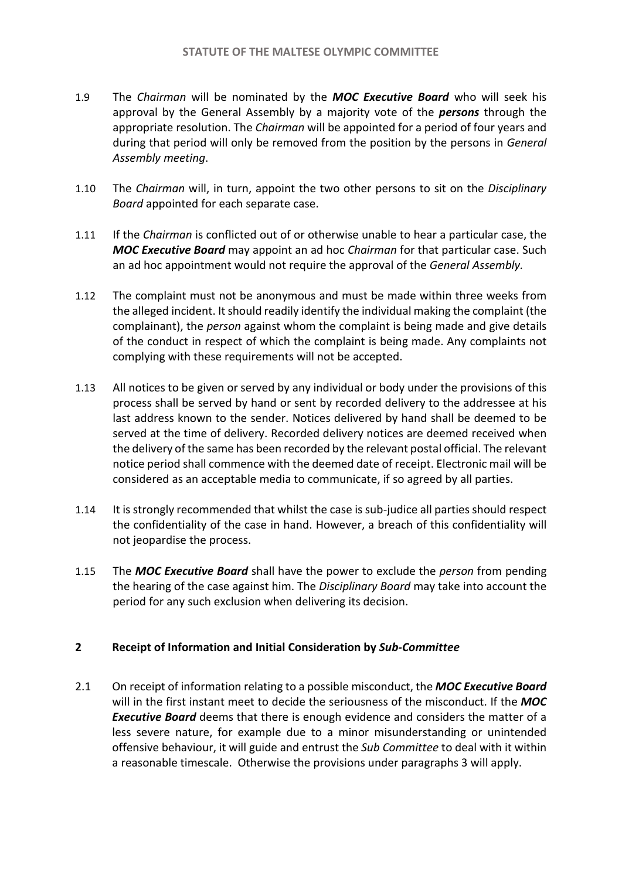1.9 The *Chairman* will be nominated by the ***MOC Executive Board*** who will seek his approval by the General Assembly by a majority vote of the ***persons*** through the appropriate resolution. The *Chairman* will be appointed for a period of four years and during that period will only be removed from the position by the persons in *General Assembly meeting*.

1.10 The *Chairman* will, in turn, appoint the two other persons to sit on the *Disciplinary Board* appointed for each separate case.

1.11 If the *Chairman* is conflicted out of or otherwise unable to hear a particular case, the ***MOC Executive Board*** may appoint an ad hoc *Chairman* for that particular case. Such an ad hoc appointment would not require the approval of the *General Assembly.*

1.12 The complaint must not be anonymous and must be made within three weeks from the alleged incident. It should readily identify the individual making the complaint (the complainant), the *person* against whom the complaint is being made and give details of the conduct in respect of which the complaint is being made. Any complaints not complying with these requirements will not be accepted.

1.13 All notices to be given or served by any individual or body under the provisions of this process shall be served by hand or sent by recorded delivery to the addressee at his last address known to the sender. Notices delivered by hand shall be deemed to be served at the time of delivery. Recorded delivery notices are deemed received when the delivery of the same has been recorded by the relevant postal official. The relevant notice period shall commence with the deemed date of receipt. Electronic mail will be considered as an acceptable media to communicate, if so agreed by all parties.

1.14 It is strongly recommended that whilst the case is sub-judice all parties should respect the confidentiality of the case in hand. However, a breach of this confidentiality will not jeopardise the process.

1.15 The ***MOC Executive Board*** shall have the power to exclude the *person* from pending the hearing of the case against him. The *Disciplinary Board* may take into account the period for any such exclusion when delivering its decision.

## 2 Receipt of Information and Initial Consideration by *Sub-Committee*

2.1 On receipt of information relating to a possible misconduct, the ***MOC Executive Board*** will in the first instant meet to decide the seriousness of the misconduct. If the ***MOC Executive Board*** deems that there is enough evidence and considers the matter of a less severe nature, for example due to a minor misunderstanding or unintended offensive behaviour, it will guide and entrust the *Sub Committee* to deal with it within a reasonable timescale. Otherwise the provisions under paragraphs 3 will apply.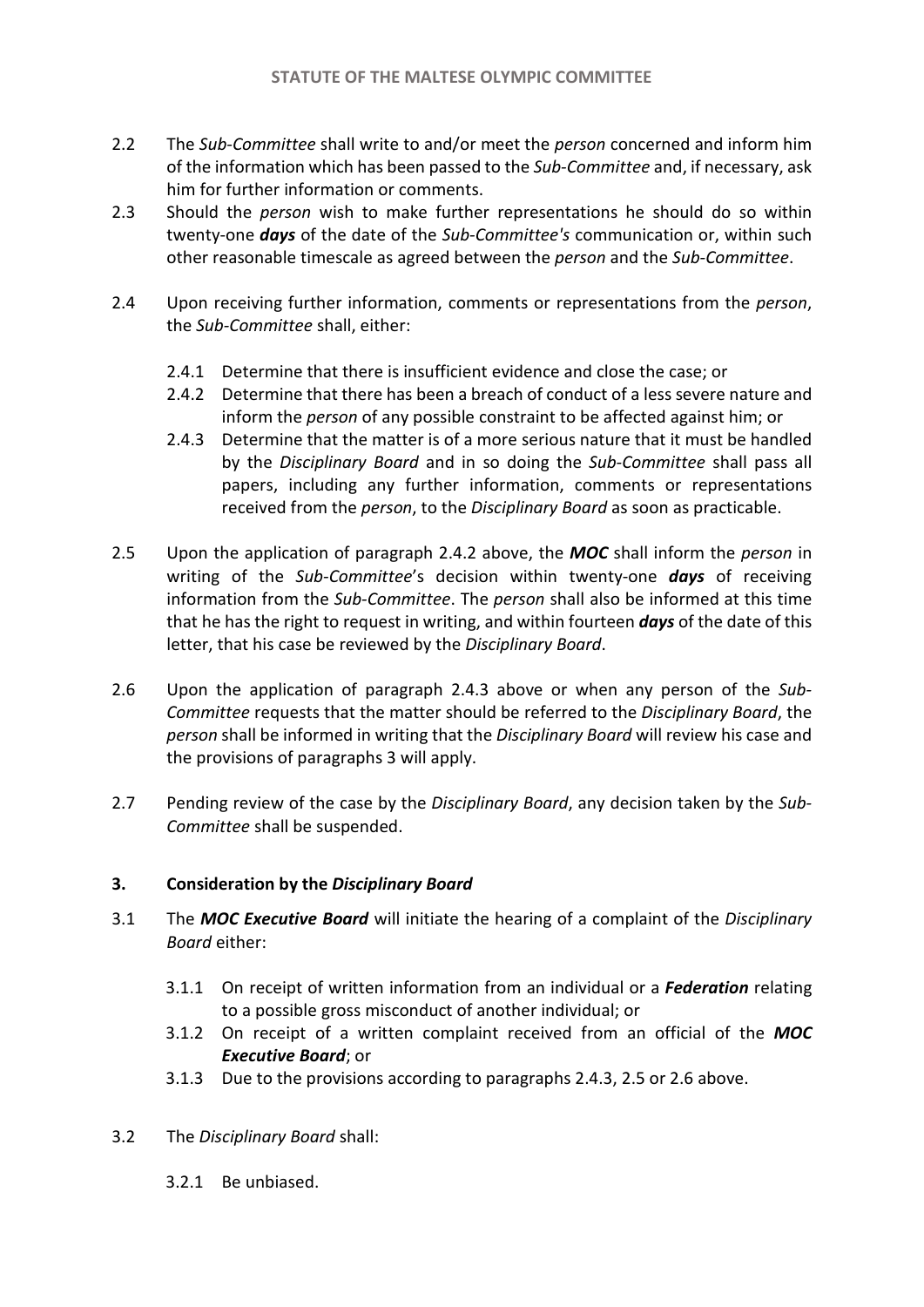2.2 The *Sub-Committee* shall write to and/or meet the *person* concerned and inform him of the information which has been passed to the *Sub-Committee* and, if necessary, ask him for further information or comments.

2.3 Should the *person* wish to make further representations he should do so within twenty-one ***days*** of the date of the *Sub-Committee's* communication or, within such other reasonable timescale as agreed between the *person* and the *Sub-Committee*.

2.4 Upon receiving further information, comments or representations from the *person*, the *Sub-Committee* shall, either:

- 2.4.1 Determine that there is insufficient evidence and close the case; or
- 2.4.2 Determine that there has been a breach of conduct of a less severe nature and inform the *person* of any possible constraint to be affected against him; or
- 2.4.3 Determine that the matter is of a more serious nature that it must be handled by the *Disciplinary Board* and in so doing the *Sub-Committee* shall pass all papers, including any further information, comments or representations received from the *person*, to the *Disciplinary Board* as soon as practicable.

2.5 Upon the application of paragraph 2.4.2 above, the ***MOC*** shall inform the *person* in writing of the *Sub-Committee*'s decision within twenty-one ***days*** of receiving information from the *Sub-Committee*. The *person* shall also be informed at this time that he has the right to request in writing, and within fourteen ***days*** of the date of this letter, that his case be reviewed by the *Disciplinary Board*.

2.6 Upon the application of paragraph 2.4.3 above or when any person of the *Sub-Committee* requests that the matter should be referred to the *Disciplinary Board*, the *person* shall be informed in writing that the *Disciplinary Board* will review his case and the provisions of paragraphs 3 will apply.

2.7 Pending review of the case by the *Disciplinary Board*, any decision taken by the *Sub-Committee* shall be suspended.

### 3. Consideration by the *Disciplinary Board*

3.1 The ***MOC Executive Board*** will initiate the hearing of a complaint of the *Disciplinary Board* either:

- 3.1.1 On receipt of written information from an individual or a ***Federation*** relating to a possible gross misconduct of another individual; or
- 3.1.2 On receipt of a written complaint received from an official of the ***MOC Executive Board***; or
- 3.1.3 Due to the provisions according to paragraphs 2.4.3, 2.5 or 2.6 above.

3.2 The *Disciplinary Board* shall:

- 3.2.1 Be unbiased.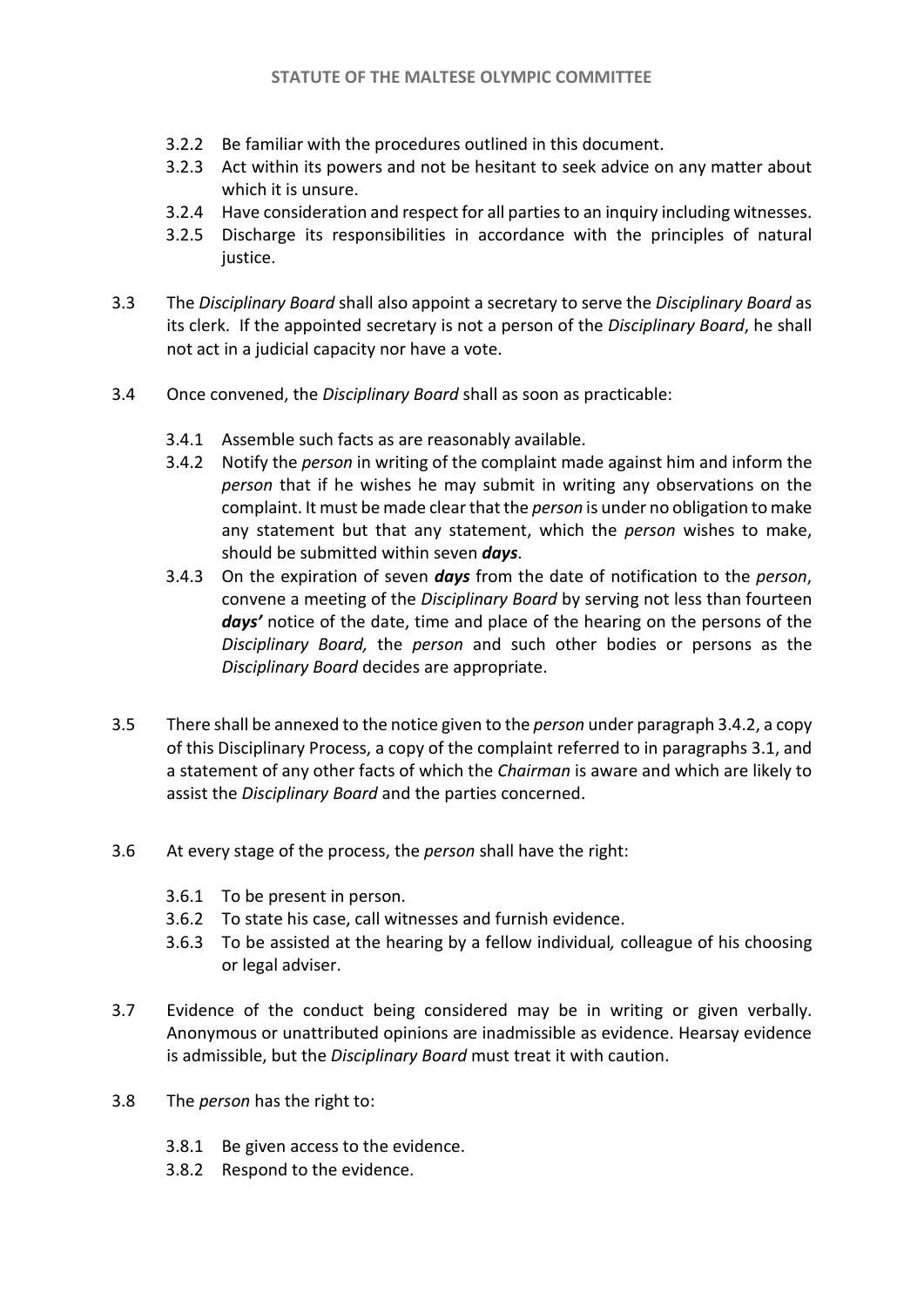3.2.2 Be familiar with the procedures outlined in this document.

3.2.3 Act within its powers and not be hesitant to seek advice on any matter about which it is unsure.

3.2.4 Have consideration and respect for all parties to an inquiry including witnesses.

3.2.5 Discharge its responsibilities in accordance with the principles of natural justice.

3.3 The *Disciplinary Board* shall also appoint a secretary to serve the *Disciplinary Board* as its clerk. If the appointed secretary is not a person of the *Disciplinary Board*, he shall not act in a judicial capacity nor have a vote.

3.4 Once convened, the *Disciplinary Board* shall as soon as practicable:

3.4.1 Assemble such facts as are reasonably available.

3.4.2 Notify the *person* in writing of the complaint made against him and inform the *person* that if he wishes he may submit in writing any observations on the complaint. It must be made clear that the *person* is under no obligation to make any statement but that any statement, which the *person* wishes to make, should be submitted within seven ***days***.

3.4.3 On the expiration of seven ***days*** from the date of notification to the *person*, convene a meeting of the *Disciplinary Board* by serving not less than fourteen ***days'*** notice of the date, time and place of the hearing on the persons of the *Disciplinary Board,* the *person* and such other bodies or persons as the *Disciplinary Board* decides are appropriate.

3.5 There shall be annexed to the notice given to the *person* under paragraph 3.4.2, a copy of this Disciplinary Process, a copy of the complaint referred to in paragraphs 3.1, and a statement of any other facts of which the *Chairman* is aware and which are likely to assist the *Disciplinary Board* and the parties concerned.

3.6 At every stage of the process, the *person* shall have the right:

3.6.1 To be present in person.

3.6.2 To state his case, call witnesses and furnish evidence.

3.6.3 To be assisted at the hearing by a fellow individual*,* colleague of his choosing or legal adviser.

3.7 Evidence of the conduct being considered may be in writing or given verbally. Anonymous or unattributed opinions are inadmissible as evidence. Hearsay evidence is admissible, but the *Disciplinary Board* must treat it with caution.

3.8 The *person* has the right to:

3.8.1 Be given access to the evidence.

3.8.2 Respond to the evidence.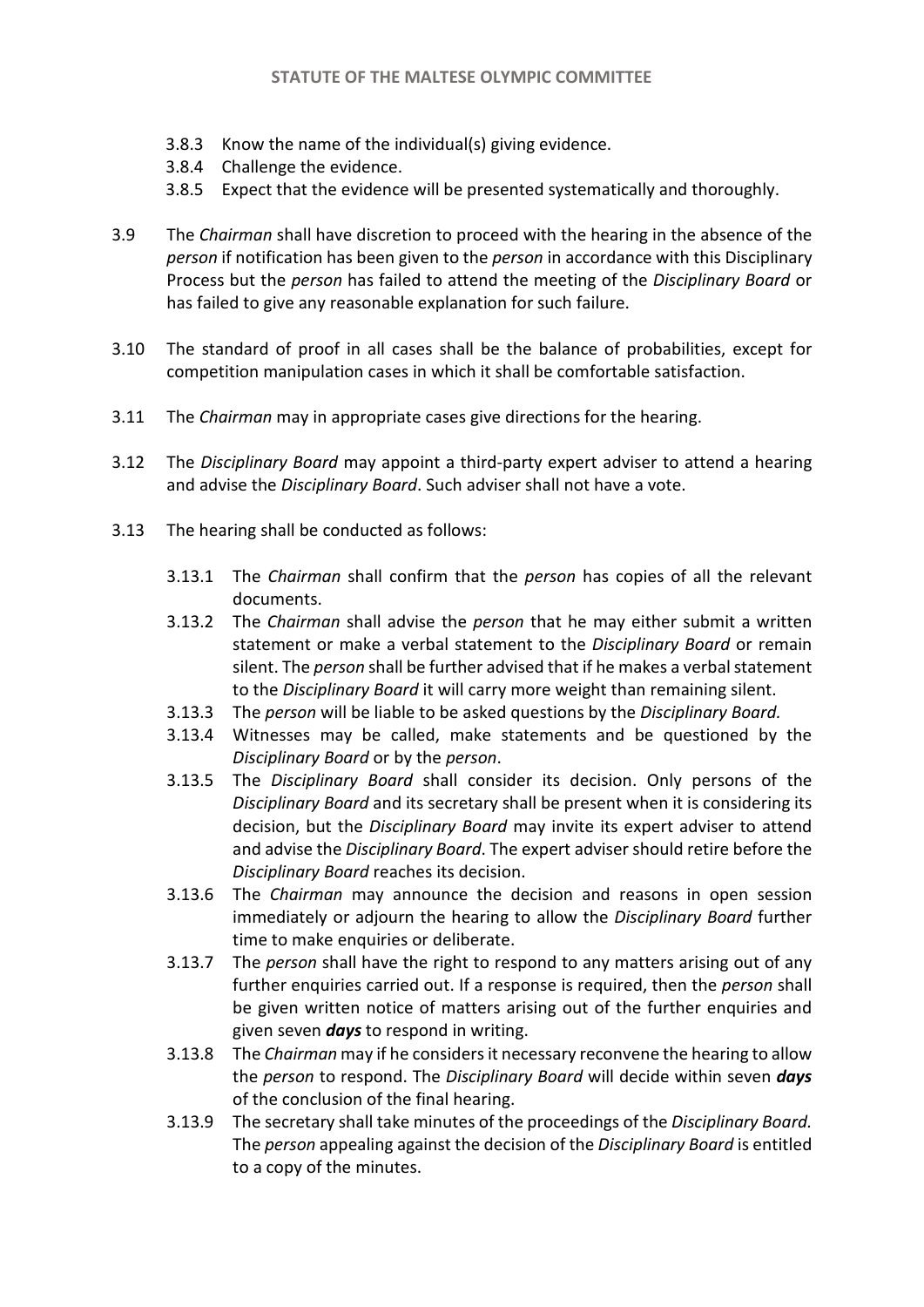3.8.3 Know the name of the individual(s) giving evidence.

3.8.4 Challenge the evidence.

3.8.5 Expect that the evidence will be presented systematically and thoroughly.

3.9 The *Chairman* shall have discretion to proceed with the hearing in the absence of the *person* if notification has been given to the *person* in accordance with this Disciplinary Process but the *person* has failed to attend the meeting of the *Disciplinary Board* or has failed to give any reasonable explanation for such failure.

3.10 The standard of proof in all cases shall be the balance of probabilities, except for competition manipulation cases in which it shall be comfortable satisfaction.

3.11 The *Chairman* may in appropriate cases give directions for the hearing.

3.12 The *Disciplinary Board* may appoint a third-party expert adviser to attend a hearing and advise the *Disciplinary Board*. Such adviser shall not have a vote.

3.13 The hearing shall be conducted as follows:

3.13.1 The *Chairman* shall confirm that the *person* has copies of all the relevant documents.

3.13.2 The *Chairman* shall advise the *person* that he may either submit a written statement or make a verbal statement to the *Disciplinary Board* or remain silent. The *person* shall be further advised that if he makes a verbal statement to the *Disciplinary Board* it will carry more weight than remaining silent.

3.13.3 The *person* will be liable to be asked questions by the *Disciplinary Board.*

3.13.4 Witnesses may be called, make statements and be questioned by the *Disciplinary Board* or by the *person*.

3.13.5 The *Disciplinary Board* shall consider its decision. Only persons of the *Disciplinary Board* and its secretary shall be present when it is considering its decision, but the *Disciplinary Board* may invite its expert adviser to attend and advise the *Disciplinary Board*. The expert adviser should retire before the *Disciplinary Board* reaches its decision.

3.13.6 The *Chairman* may announce the decision and reasons in open session immediately or adjourn the hearing to allow the *Disciplinary Board* further time to make enquiries or deliberate.

3.13.7 The *person* shall have the right to respond to any matters arising out of any further enquiries carried out. If a response is required, then the *person* shall be given written notice of matters arising out of the further enquiries and given seven ***days*** to respond in writing.

3.13.8 The *Chairman* may if he considers it necessary reconvene the hearing to allow the *person* to respond. The *Disciplinary Board* will decide within seven ***days*** of the conclusion of the final hearing.

3.13.9 The secretary shall take minutes of the proceedings of the *Disciplinary Board.* The *person* appealing against the decision of the *Disciplinary Board* is entitled to a copy of the minutes.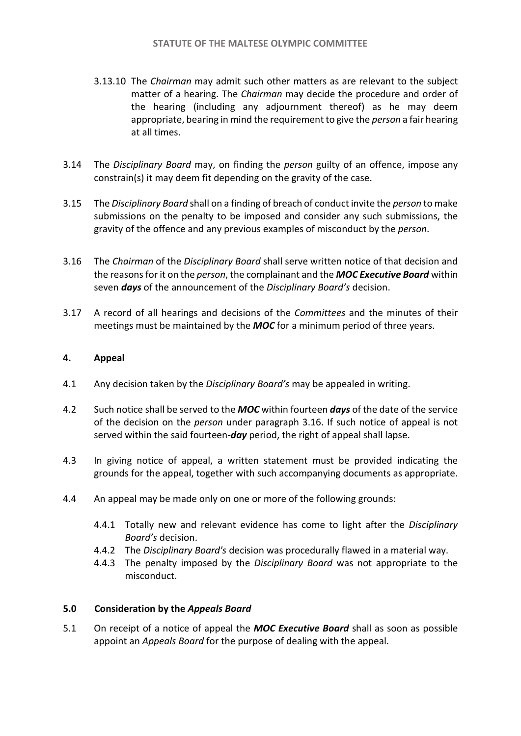3.13.10 The *Chairman* may admit such other matters as are relevant to the subject matter of a hearing. The *Chairman* may decide the procedure and order of the hearing (including any adjournment thereof) as he may deem appropriate, bearing in mind the requirement to give the *person* a fair hearing at all times.

3.14 The *Disciplinary Board* may, on finding the *person* guilty of an offence, impose any constrain(s) it may deem fit depending on the gravity of the case.

3.15 The *Disciplinary Board* shall on a finding of breach of conduct invite the *person* to make submissions on the penalty to be imposed and consider any such submissions, the gravity of the offence and any previous examples of misconduct by the *person*.

3.16 The *Chairman* of the *Disciplinary Board* shall serve written notice of that decision and the reasons for it on the *person*, the complainant and the ***MOC Executive Board*** within seven ***days*** of the announcement of the *Disciplinary Board's* decision.

3.17 A record of all hearings and decisions of the *Committees* and the minutes of their meetings must be maintained by the ***MOC*** for a minimum period of three years.

## 4. Appeal

4.1 Any decision taken by the *Disciplinary Board's* may be appealed in writing.

4.2 Such notice shall be served to the ***MOC*** within fourteen ***days*** of the date of the service of the decision on the *person* under paragraph 3.16. If such notice of appeal is not served within the said fourteen-***day*** period, the right of appeal shall lapse.

4.3 In giving notice of appeal, a written statement must be provided indicating the grounds for the appeal, together with such accompanying documents as appropriate.

4.4 An appeal may be made only on one or more of the following grounds:

4.4.1 Totally new and relevant evidence has come to light after the *Disciplinary Board's* decision.
4.4.2 The *Disciplinary Board's* decision was procedurally flawed in a material way.
4.4.3 The penalty imposed by the *Disciplinary Board* was not appropriate to the misconduct.

## 5.0 Consideration by the *Appeals Board*

5.1 On receipt of a notice of appeal the ***MOC Executive Board*** shall as soon as possible appoint an *Appeals Board* for the purpose of dealing with the appeal.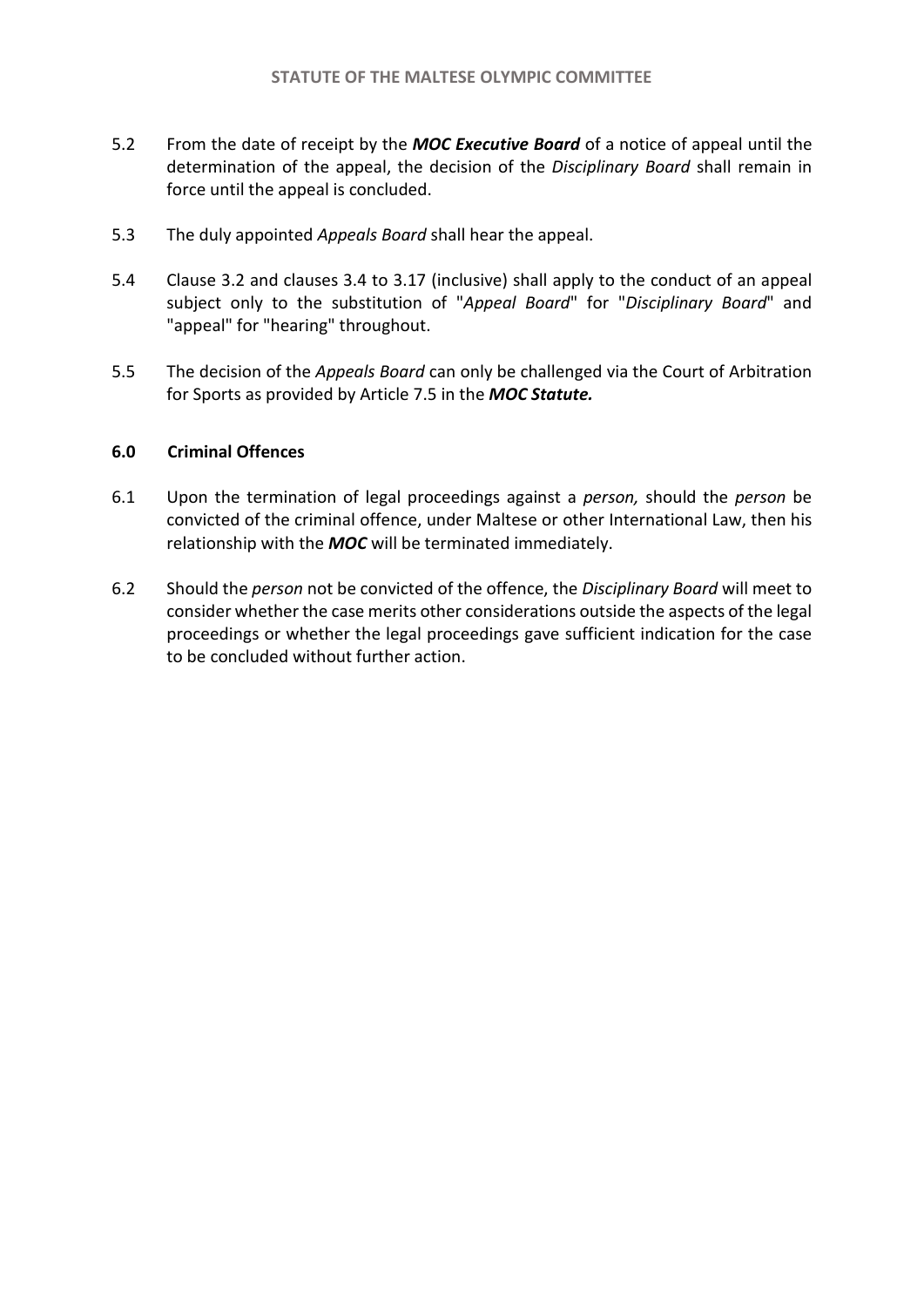5.2 From the date of receipt by the ***MOC Executive Board*** of a notice of appeal until the determination of the appeal, the decision of the *Disciplinary Board* shall remain in force until the appeal is concluded.

5.3 The duly appointed *Appeals Board* shall hear the appeal.

5.4 Clause 3.2 and clauses 3.4 to 3.17 (inclusive) shall apply to the conduct of an appeal subject only to the substitution of "*Appeal Board*" for "*Disciplinary Board*" and "appeal" for "hearing" throughout.

5.5 The decision of the *Appeals Board* can only be challenged via the Court of Arbitration for Sports as provided by Article 7.5 in the ***MOC Statute.***

### 6.0 Criminal Offences

6.1 Upon the termination of legal proceedings against a *person,* should the *person* be convicted of the criminal offence, under Maltese or other International Law, then his relationship with the ***MOC*** will be terminated immediately.

6.2 Should the *person* not be convicted of the offence, the *Disciplinary Board* will meet to consider whether the case merits other considerations outside the aspects of the legal proceedings or whether the legal proceedings gave sufficient indication for the case to be concluded without further action.